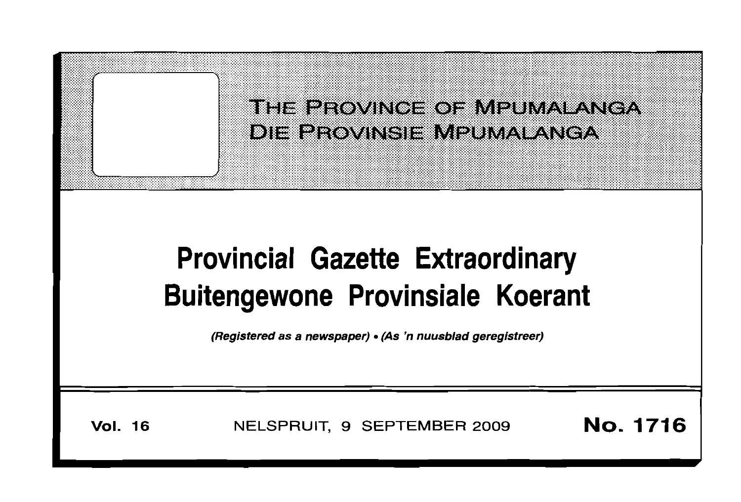THE PROVINCE OF MPUMALANGA

DIE PROVINSIE MPUMALANGA

# Provincial Gazette Extraordinary
# Buitengewone Provinsiale Koerant

*(Registered as a newspaper) • (As 'n nuusblad geregistreer)*

**Vol. 16** NELSPRUIT, 9 SEPTEMBER 2009 **No. 1716**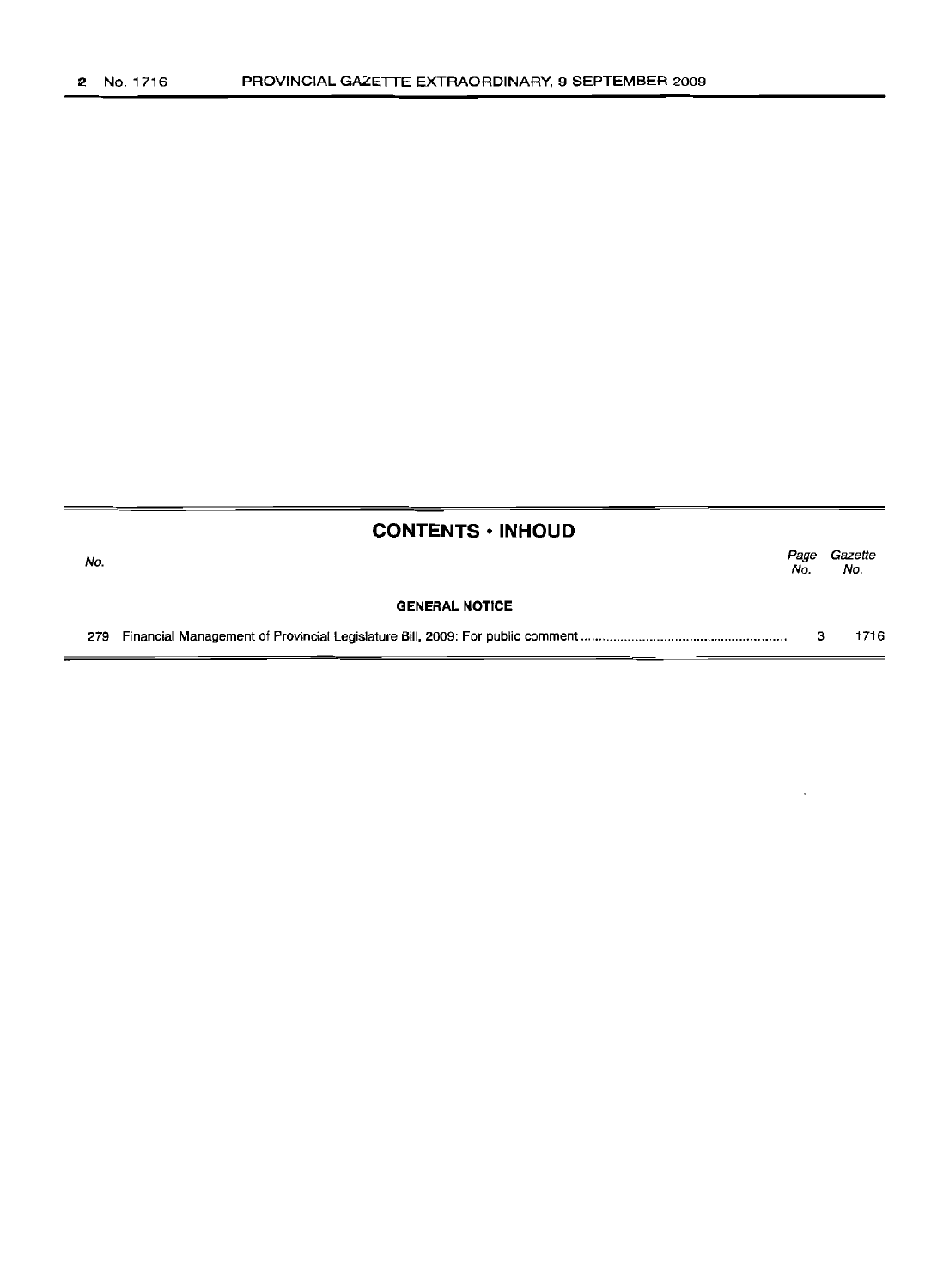## CONTENTS • INHOUD

| No. | | Page No. | Gazette No. |
|---|---|---|---|
| | **GENERAL NOTICE** | | |
| 279 | Financial Management of Provincial Legislature Bill, 2009: For public comment | 3 | 1716 |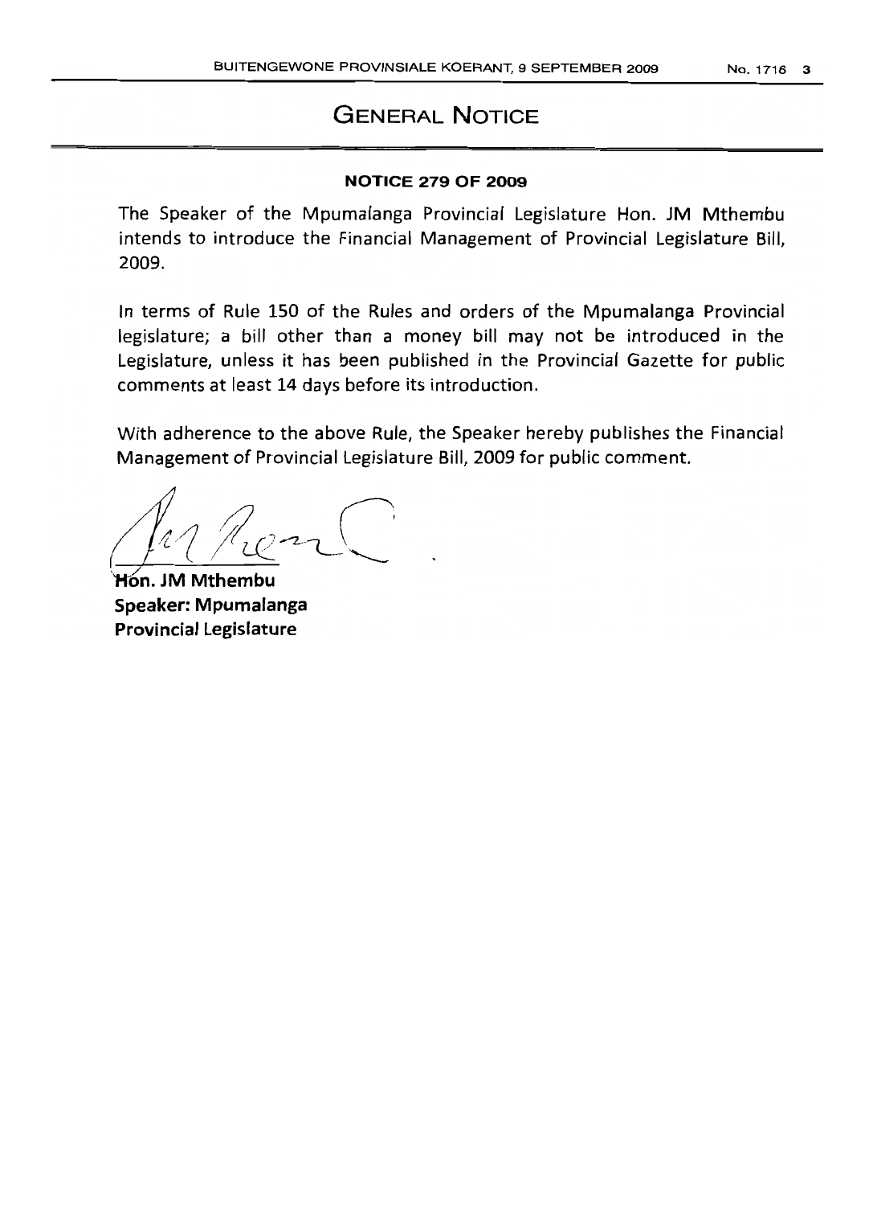# GENERAL NOTICE

**NOTICE 279 OF 2009**

The Speaker of the Mpumalanga Provincial Legislature Hon. JM Mthembu intends to introduce the Financial Management of Provincial Legislature Bill, 2009.

In terms of Rule 150 of the Rules and orders of the Mpumalanga Provincial legislature; a bill other than a money bill may not be introduced in the Legislature, unless it has been published in the Provincial Gazette for public comments at least 14 days before its introduction.

With adherence to the above Rule, the Speaker hereby publishes the Financial Management of Provincial Legislature Bill, 2009 for public comment.

**Hon. JM Mthembu**
**Speaker: Mpumalanga Provincial Legislature**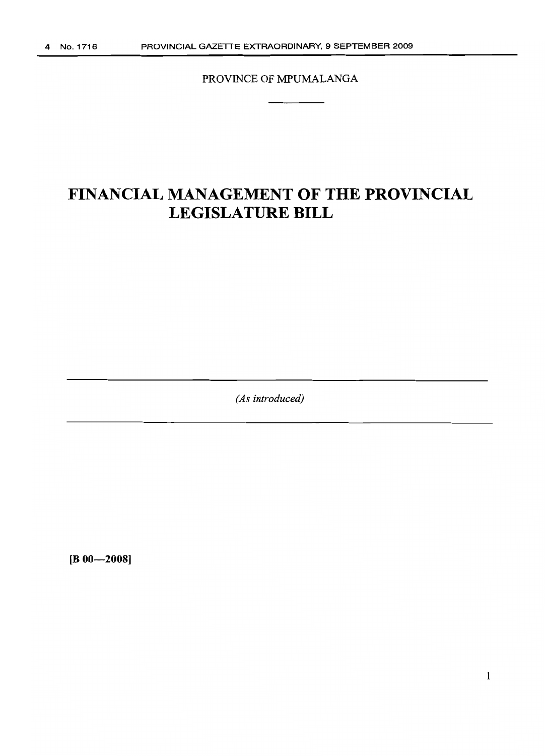PROVINCE OF MPUMALANGA

# FINANCIAL MANAGEMENT OF THE PROVINCIAL LEGISLATURE BILL

*(As introduced)*

**[B 00—2008]**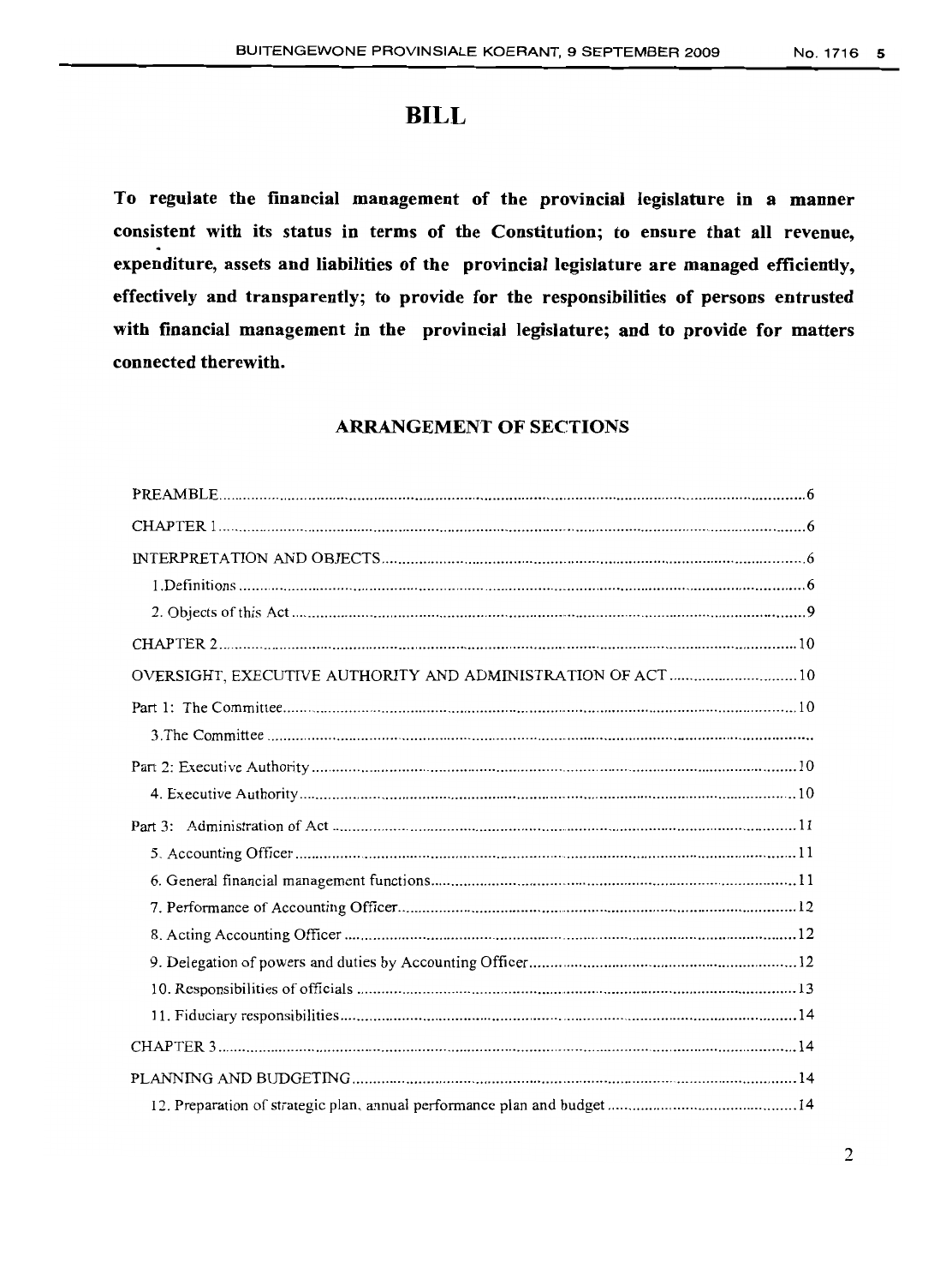# BILL

**To regulate the financial management of the provincial legislature in a manner consistent with its status in terms of the Constitution; to ensure that all revenue, expenditure, assets and liabilities of the provincial legislature are managed efficiently, effectively and transparently; to provide for the responsibilities of persons entrusted with financial management in the provincial legislature; and to provide for matters connected therewith.**

## ARRANGEMENT OF SECTIONS

| | |
|---|---|
| PREAMBLE | 6 |
| CHAPTER 1 | 6 |
| INTERPRETATION AND OBJECTS | 6 |
| 1.Definitions | 6 |
| 2. Objects of this Act | 9 |
| CHAPTER 2 | 10 |
| OVERSIGHT, EXECUTIVE AUTHORITY AND ADMINISTRATION OF ACT | 10 |
| Part 1: The Committee | 10 |
| 3.The Committee | |
| Part 2: Executive Authority | 10 |
| 4. Executive Authority | 10 |
| Part 3: Administration of Act | 11 |
| 5. Accounting Officer | 11 |
| 6. General financial management functions | 11 |
| 7. Performance of Accounting Officer | 12 |
| 8. Acting Accounting Officer | 12 |
| 9. Delegation of powers and duties by Accounting Officer | 12 |
| 10. Responsibilities of officials | 13 |
| 11. Fiduciary responsibilities | 14 |
| CHAPTER 3 | 14 |
| PLANNING AND BUDGETING | 14 |
| 12. Preparation of strategic plan, annual performance plan and budget | 14 |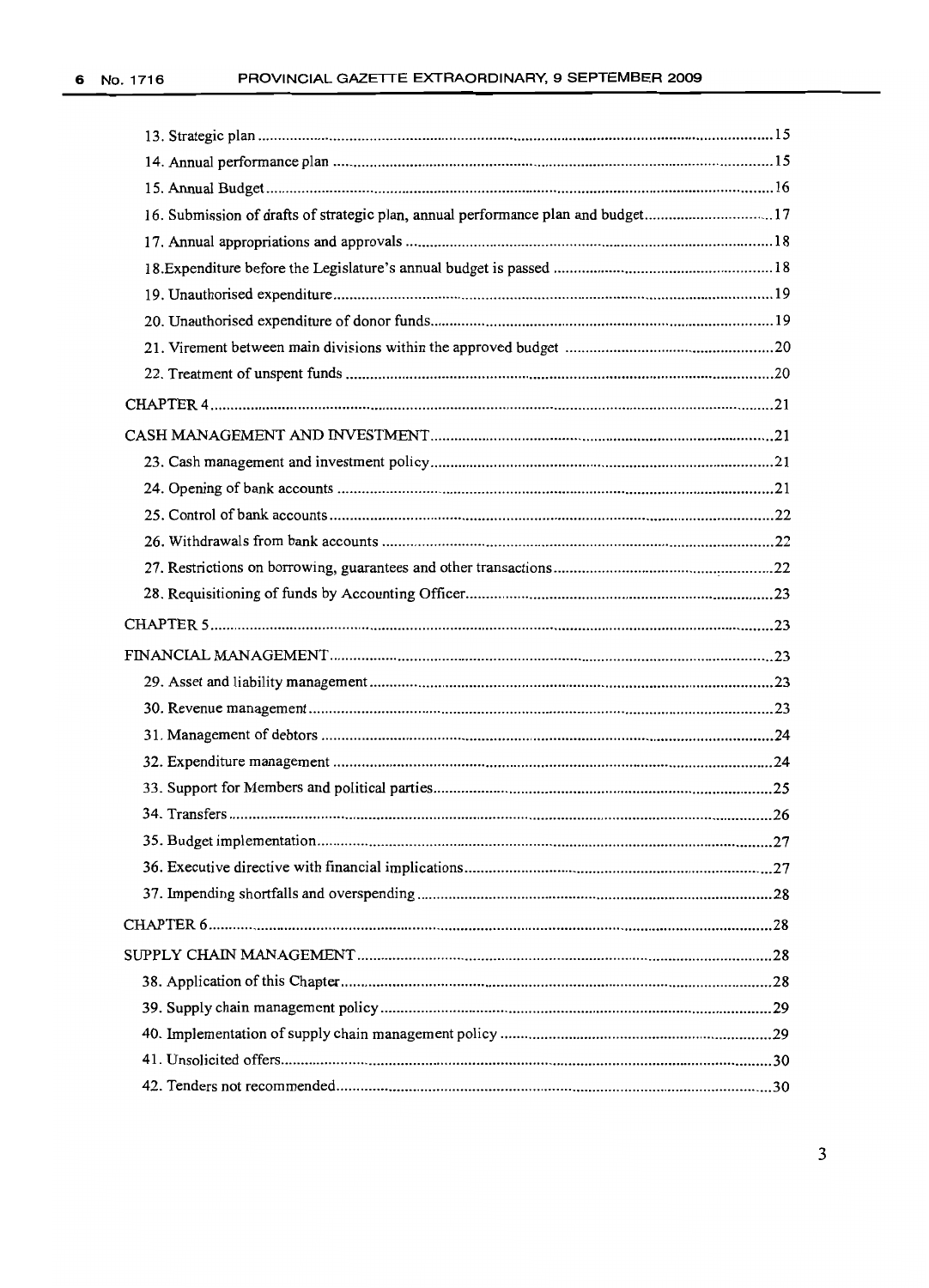13. Strategic plan .....15
14. Annual performance plan .....15
15. Annual Budget .....16
16. Submission of drafts of strategic plan, annual performance plan and budget .....17
17. Annual appropriations and approvals .....18
18. Expenditure before the Legislature's annual budget is passed .....18
19. Unauthorised expenditure .....19
20. Unauthorised expenditure of donor funds .....19
21. Virement between main divisions within the approved budget .....20
22. Treatment of unspent funds .....20

CHAPTER 4 .....21

CASH MANAGEMENT AND INVESTMENT .....21

23. Cash management and investment policy .....21
24. Opening of bank accounts .....21
25. Control of bank accounts .....22
26. Withdrawals from bank accounts .....22
27. Restrictions on borrowing, guarantees and other transactions .....22
28. Requisitioning of funds by Accounting Officer .....23

CHAPTER 5 .....23

FINANCIAL MANAGEMENT .....23

29. Asset and liability management .....23
30. Revenue management .....23
31. Management of debtors .....24
32. Expenditure management .....24
33. Support for Members and political parties .....25
34. Transfers .....26
35. Budget implementation .....27
36. Executive directive with financial implications .....27
37. Impending shortfalls and overspending .....28

CHAPTER 6 .....28

SUPPLY CHAIN MANAGEMENT .....28

38. Application of this Chapter .....28
39. Supply chain management policy .....29
40. Implementation of supply chain management policy .....29
41. Unsolicited offers .....30
42. Tenders not recommended .....30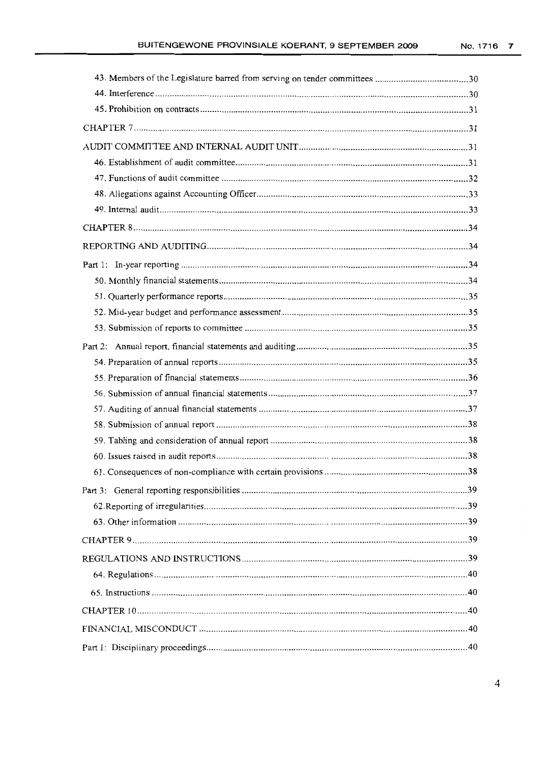43. Members of the Legislature barred from serving on tender committees ....................................30

44. Interference ....................................30

45. Prohibition on contracts ....................................31

CHAPTER 7 ....................................31

AUDIT COMMITTEE AND INTERNAL AUDIT UNIT ....................................31

46. Establishment of audit committee ....................................31

47. Functions of audit committee ....................................32

48. Allegations against Accounting Officer ....................................33

49. Internal audit ....................................33

CHAPTER 8 ....................................34

REPORTING AND AUDITING ....................................34

Part 1: In-year reporting ....................................34

50. Monthly financial statements ....................................34

51. Quarterly performance reports ....................................35

52. Mid-year budget and performance assessment ....................................35

53. Submission of reports to committee ....................................35

Part 2: Annual report, financial statements and auditing ....................................35

54. Preparation of annual reports ....................................35

55. Preparation of financial statements ....................................36

56. Submission of annual financial statements ....................................37

57. Auditing of annual financial statements ....................................37

58. Submission of annual report ....................................38

59. Tabling and consideration of annual report ....................................38

60. Issues raised in audit reports ....................................38

61. Consequences of non-compliance with certain provisions ....................................38

Part 3: General reporting responsibilities ....................................39

62.Reporting of irregularities ....................................39

63. Other information ....................................39

CHAPTER 9 ....................................39

REGULATIONS AND INSTRUCTIONS ....................................39

64. Regulations ....................................40

65. Instructions ....................................40

CHAPTER 10 ....................................40

FINANCIAL MISCONDUCT ....................................40

Part 1: Disciplinary proceedings ....................................40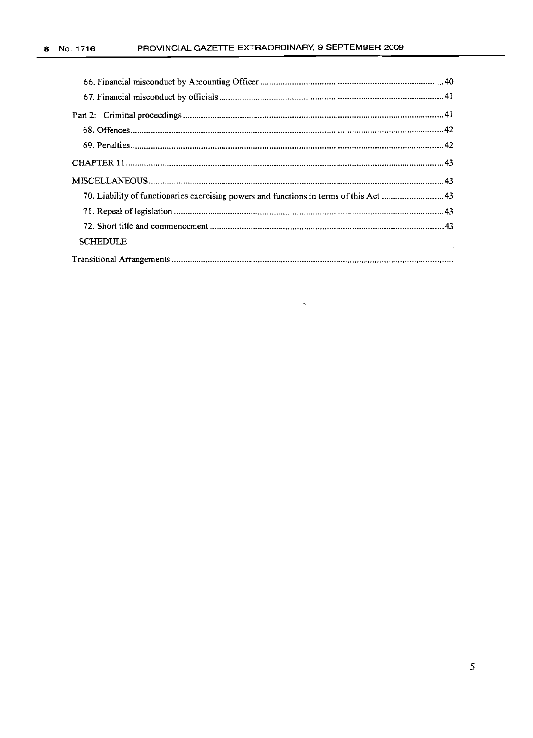66. Financial misconduct by Accounting Officer ........................................................................... 40

67. Financial misconduct by officials ............................................................................................ 41

Part 2: Criminal proceedings .......................................................................................................... 41

68. Offences .................................................................................................................................. 42

69. Penalties ................................................................................................................................. 42

CHAPTER 11 .................................................................................................................................. 43

MISCELLANEOUS ......................................................................................................................... 43

70. Liability of functionaries exercising powers and functions in terms of this Act ........................ 43

71. Repeal of legislation ................................................................................................................ 43

72. Short title and commencement ................................................................................................ 43

SCHEDULE

Transitional Arrangements ..............................................................................................................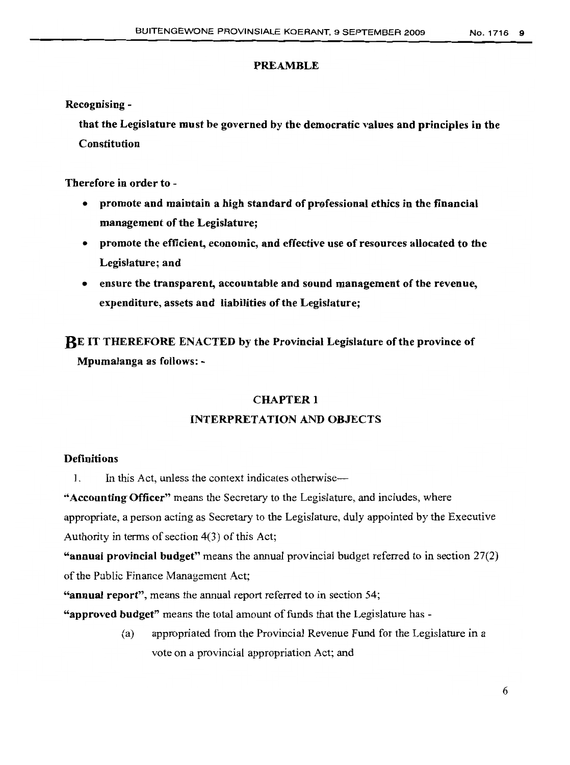## PREAMBLE

**Recognising -**

**that the Legislature must be governed by the democratic values and principles in the Constitution**

**Therefore in order to -**

- **promote and maintain a high standard of professional ethics in the financial management of the Legislature;**
- **promote the efficient, economic, and effective use of resources allocated to the Legislature; and**
- **ensure the transparent, accountable and sound management of the revenue, expenditure, assets and liabilities of the Legislature;**

**BE IT THEREFORE ENACTED by the Provincial Legislature of the province of Mpumalanga as follows: -**

## CHAPTER 1

### INTERPRETATION AND OBJECTS

**Definitions**

1. In this Act, unless the context indicates otherwise—

**"Accounting Officer"** means the Secretary to the Legislature, and includes, where appropriate, a person acting as Secretary to the Legislature, duly appointed by the Executive Authority in terms of section 4(3) of this Act;

**"annual provincial budget"** means the annual provincial budget referred to in section 27(2) of the Public Finance Management Act;

**"annual report"**, means the annual report referred to in section 54;

**"approved budget"** means the total amount of funds that the Legislature has -

(a) appropriated from the Provincial Revenue Fund for the Legislature in a vote on a provincial appropriation Act; and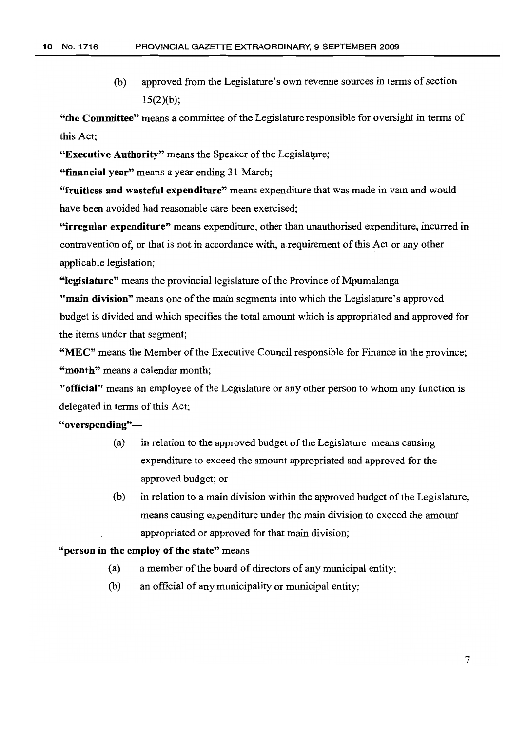(b) approved from the Legislature's own revenue sources in terms of section 15(2)(b);

**"the Committee"** means a committee of the Legislature responsible for oversight in terms of this Act;

**"Executive Authority"** means the Speaker of the Legislature;

**"financial year"** means a year ending 31 March;

**"fruitless and wasteful expenditure"** means expenditure that was made in vain and would have been avoided had reasonable care been exercised;

**"irregular expenditure"** means expenditure, other than unauthorised expenditure, incurred in contravention of, or that is not in accordance with, a requirement of this Act or any other applicable legislation;

**"legislature"** means the provincial legislature of the Province of Mpumalanga

**"main division"** means one of the main segments into which the Legislature's approved budget is divided and which specifies the total amount which is appropriated and approved for the items under that segment;

**"MEC"** means the Member of the Executive Council responsible for Finance in the province;

**"month"** means a calendar month;

**"official"** means an employee of the Legislature or any other person to whom any function is delegated in terms of this Act;

**"overspending"**—

(a) in relation to the approved budget of the Legislature means causing expenditure to exceed the amount appropriated and approved for the approved budget; or

(b) in relation to a main division within the approved budget of the Legislature, means causing expenditure under the main division to exceed the amount appropriated or approved for that main division;

**"person in the employ of the state"** means

(a) a member of the board of directors of any municipal entity;

(b) an official of any municipality or municipal entity;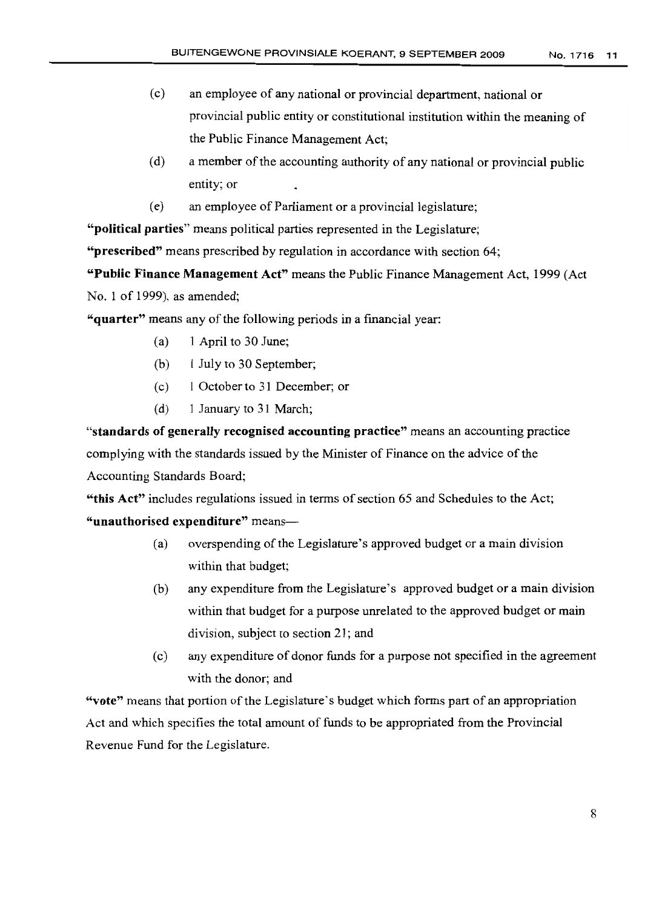(c) an employee of any national or provincial department, national or provincial public entity or constitutional institution within the meaning of the Public Finance Management Act;

(d) a member of the accounting authority of any national or provincial public entity; or

(e) an employee of Parliament or a provincial legislature;

**"political parties"** means political parties represented in the Legislature;

**"prescribed"** means prescribed by regulation in accordance with section 64;

**"Public Finance Management Act"** means the Public Finance Management Act, 1999 (Act No. 1 of 1999), as amended;

**"quarter"** means any of the following periods in a financial year:

(a) 1 April to 30 June;

(b) 1 July to 30 September;

(c) 1 October to 31 December; or

(d) 1 January to 31 March;

**"standards of generally recognised accounting practice"** means an accounting practice complying with the standards issued by the Minister of Finance on the advice of the Accounting Standards Board;

**"this Act"** includes regulations issued in terms of section 65 and Schedules to the Act;

**"unauthorised expenditure"** means—

(a) overspending of the Legislature's approved budget or a main division within that budget;

(b) any expenditure from the Legislature's approved budget or a main division within that budget for a purpose unrelated to the approved budget or main division, subject to section 21; and

(c) any expenditure of donor funds for a purpose not specified in the agreement with the donor; and

**"vote"** means that portion of the Legislature's budget which forms part of an appropriation Act and which specifies the total amount of funds to be appropriated from the Provincial Revenue Fund for the Legislature.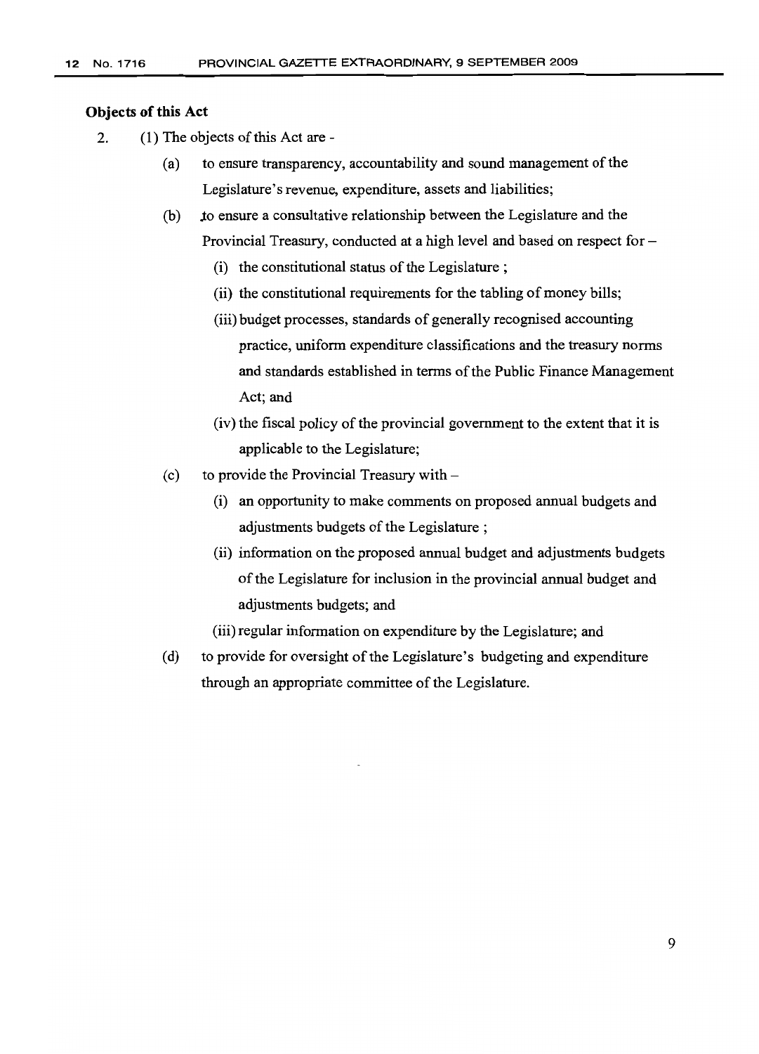**Objects of this Act**

2. (1) The objects of this Act are -

   (a) to ensure transparency, accountability and sound management of the Legislature's revenue, expenditure, assets and liabilities;

   (b) to ensure a consultative relationship between the Legislature and the Provincial Treasury, conducted at a high level and based on respect for –

      (i) the constitutional status of the Legislature ;

      (ii) the constitutional requirements for the tabling of money bills;

      (iii) budget processes, standards of generally recognised accounting practice, uniform expenditure classifications and the treasury norms and standards established in terms of the Public Finance Management Act; and

      (iv) the fiscal policy of the provincial government to the extent that it is applicable to the Legislature;

   (c) to provide the Provincial Treasury with –

      (i) an opportunity to make comments on proposed annual budgets and adjustments budgets of the Legislature ;

      (ii) information on the proposed annual budget and adjustments budgets of the Legislature for inclusion in the provincial annual budget and adjustments budgets; and

      (iii) regular information on expenditure by the Legislature; and

   (d) to provide for oversight of the Legislature's budgeting and expenditure through an appropriate committee of the Legislature.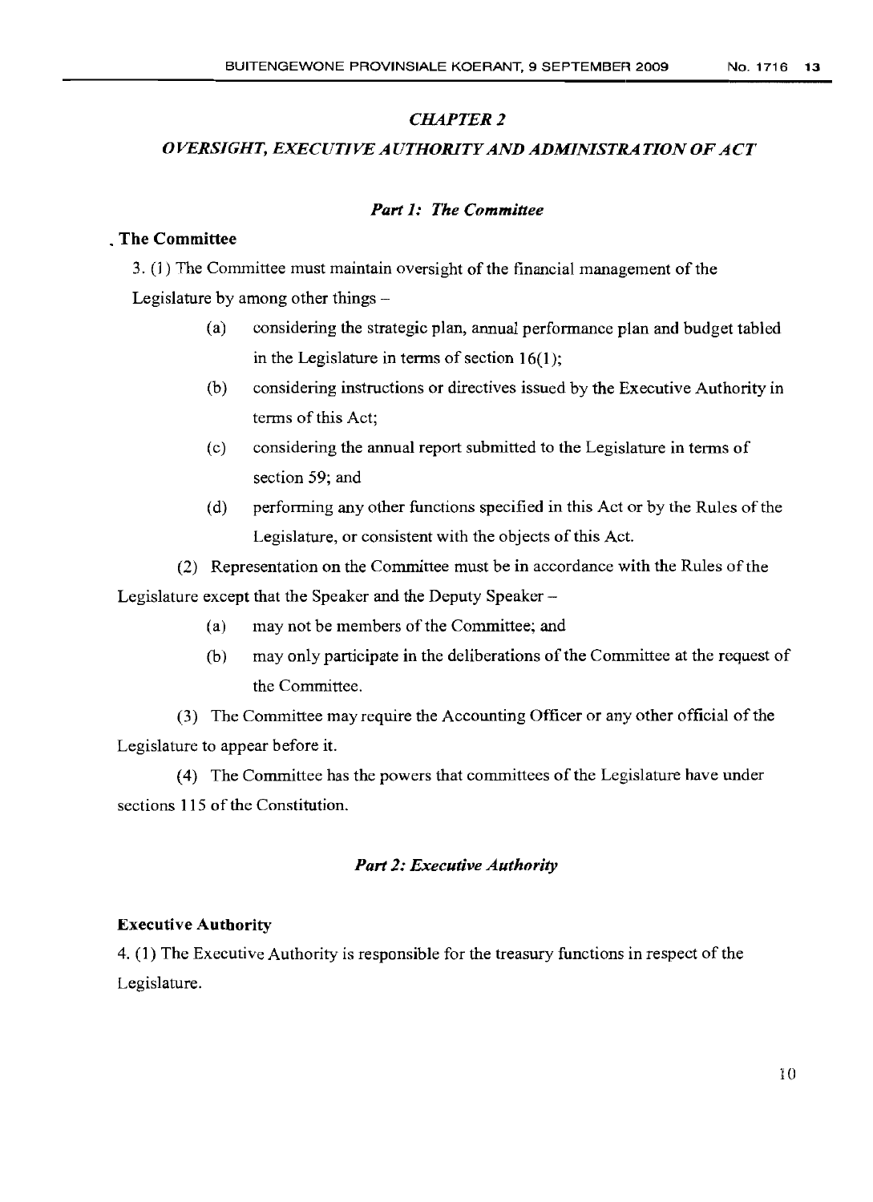*CHAPTER 2*

*OVERSIGHT, EXECUTIVE AUTHORITY AND ADMINISTRATION OF ACT*

***Part 1: The Committee***

**. The Committee**

3. (1) The Committee must maintain oversight of the financial management of the Legislature by among other things –

(a) considering the strategic plan, annual performance plan and budget tabled in the Legislature in terms of section 16(1);

(b) considering instructions or directives issued by the Executive Authority in terms of this Act;

(c) considering the annual report submitted to the Legislature in terms of section 59; and

(d) performing any other functions specified in this Act or by the Rules of the Legislature, or consistent with the objects of this Act.

(2) Representation on the Committee must be in accordance with the Rules of the Legislature except that the Speaker and the Deputy Speaker –

(a) may not be members of the Committee; and

(b) may only participate in the deliberations of the Committee at the request of the Committee.

(3) The Committee may require the Accounting Officer or any other official of the Legislature to appear before it.

(4) The Committee has the powers that committees of the Legislature have under sections 115 of the Constitution.

***Part 2: Executive Authority***

**Executive Authority**

4. (1) The Executive Authority is responsible for the treasury functions in respect of the Legislature.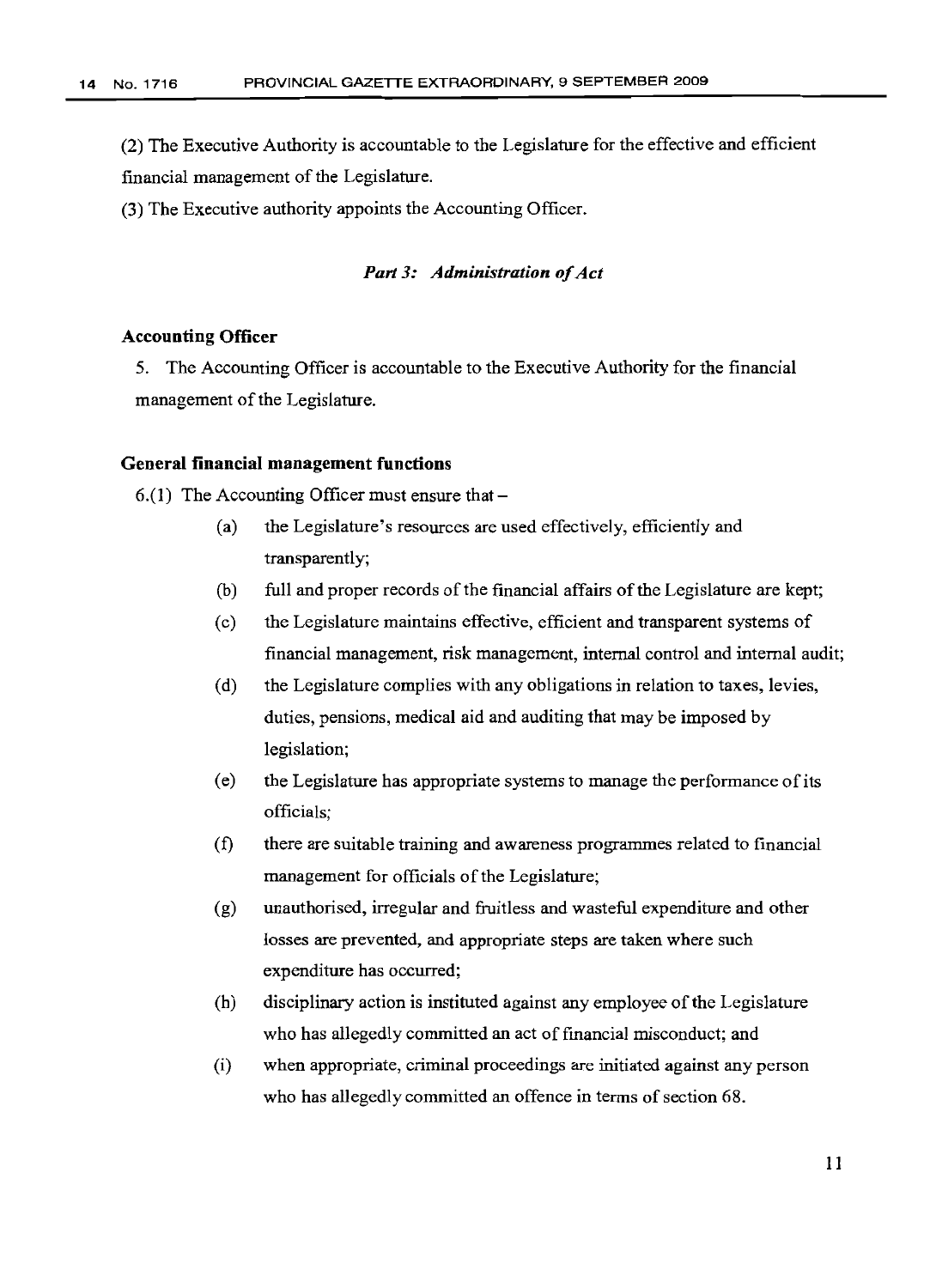(2) The Executive Authority is accountable to the Legislature for the effective and efficient financial management of the Legislature.

(3) The Executive authority appoints the Accounting Officer.

### *Part 3: Administration of Act*

**Accounting Officer**

5. The Accounting Officer is accountable to the Executive Authority for the financial management of the Legislature.

**General financial management functions**

6.(1) The Accounting Officer must ensure that –

(a) the Legislature's resources are used effectively, efficiently and transparently;

(b) full and proper records of the financial affairs of the Legislature are kept;

(c) the Legislature maintains effective, efficient and transparent systems of financial management, risk management, internal control and internal audit;

(d) the Legislature complies with any obligations in relation to taxes, levies, duties, pensions, medical aid and auditing that may be imposed by legislation;

(e) the Legislature has appropriate systems to manage the performance of its officials;

(f) there are suitable training and awareness programmes related to financial management for officials of the Legislature;

(g) unauthorised, irregular and fruitless and wasteful expenditure and other losses are prevented, and appropriate steps are taken where such expenditure has occurred;

(h) disciplinary action is instituted against any employee of the Legislature who has allegedly committed an act of financial misconduct; and

(i) when appropriate, criminal proceedings are initiated against any person who has allegedly committed an offence in terms of section 68.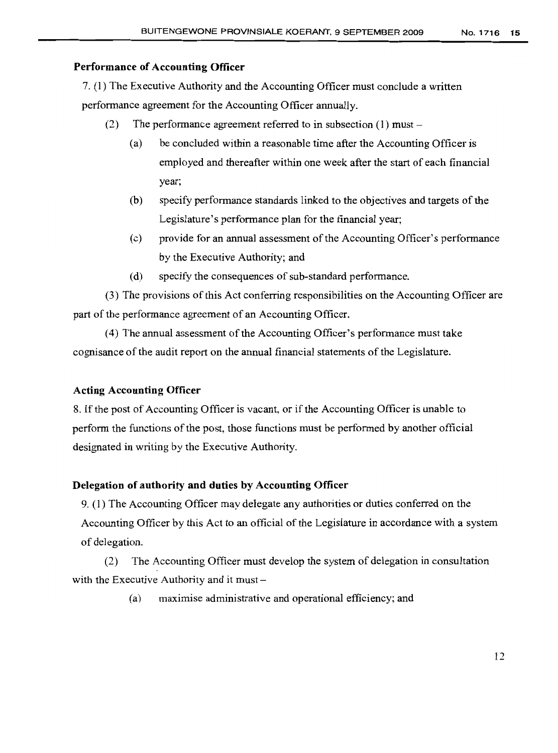**Performance of Accounting Officer**

7. (1) The Executive Authority and the Accounting Officer must conclude a written performance agreement for the Accounting Officer annually.

(2) The performance agreement referred to in subsection (1) must –

(a) be concluded within a reasonable time after the Accounting Officer is employed and thereafter within one week after the start of each financial year;

(b) specify performance standards linked to the objectives and targets of the Legislature's performance plan for the financial year;

(c) provide for an annual assessment of the Accounting Officer's performance by the Executive Authority; and

(d) specify the consequences of sub-standard performance.

(3) The provisions of this Act conferring responsibilities on the Accounting Officer are part of the performance agreement of an Accounting Officer.

(4) The annual assessment of the Accounting Officer's performance must take cognisance of the audit report on the annual financial statements of the Legislature.

**Acting Accounting Officer**

8. If the post of Accounting Officer is vacant, or if the Accounting Officer is unable to perform the functions of the post, those functions must be performed by another official designated in writing by the Executive Authority.

**Delegation of authority and duties by Accounting Officer**

9. (1) The Accounting Officer may delegate any authorities or duties conferred on the Accounting Officer by this Act to an official of the Legislature in accordance with a system of delegation.

(2) The Accounting Officer must develop the system of delegation in consultation with the Executive Authority and it must –

(a) maximise administrative and operational efficiency; and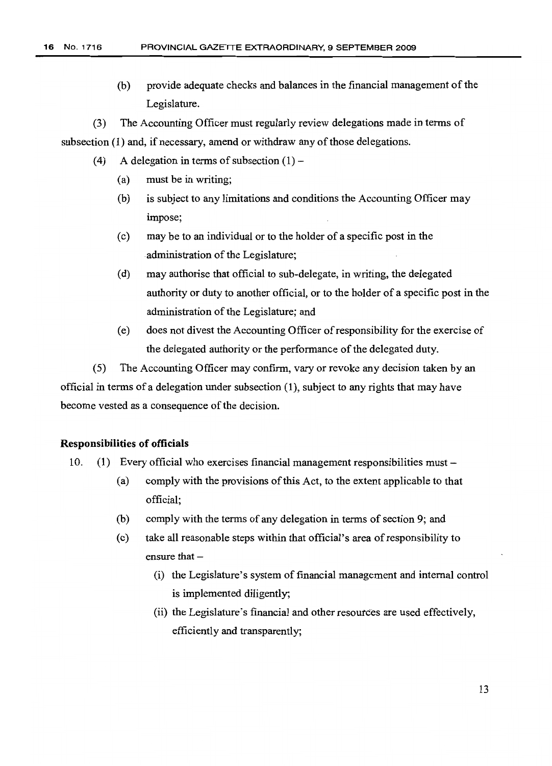(b) provide adequate checks and balances in the financial management of the Legislature.

(3) The Accounting Officer must regularly review delegations made in terms of subsection (1) and, if necessary, amend or withdraw any of those delegations.

(4) A delegation in terms of subsection (1) –

(a) must be in writing;

(b) is subject to any limitations and conditions the Accounting Officer may impose;

(c) may be to an individual or to the holder of a specific post in the administration of the Legislature;

(d) may authorise that official to sub-delegate, in writing, the delegated authority or duty to another official, or to the holder of a specific post in the administration of the Legislature; and

(e) does not divest the Accounting Officer of responsibility for the exercise of the delegated authority or the performance of the delegated duty.

(5) The Accounting Officer may confirm, vary or revoke any decision taken by an official in terms of a delegation under subsection (1), subject to any rights that may have become vested as a consequence of the decision.

**Responsibilities of officials**

10. (1) Every official who exercises financial management responsibilities must –

(a) comply with the provisions of this Act, to the extent applicable to that official;

(b) comply with the terms of any delegation in terms of section 9; and

(c) take all reasonable steps within that official's area of responsibility to ensure that –

(i) the Legislature's system of financial management and internal control is implemented diligently;

(ii) the Legislature's financial and other resources are used effectively, efficiently and transparently;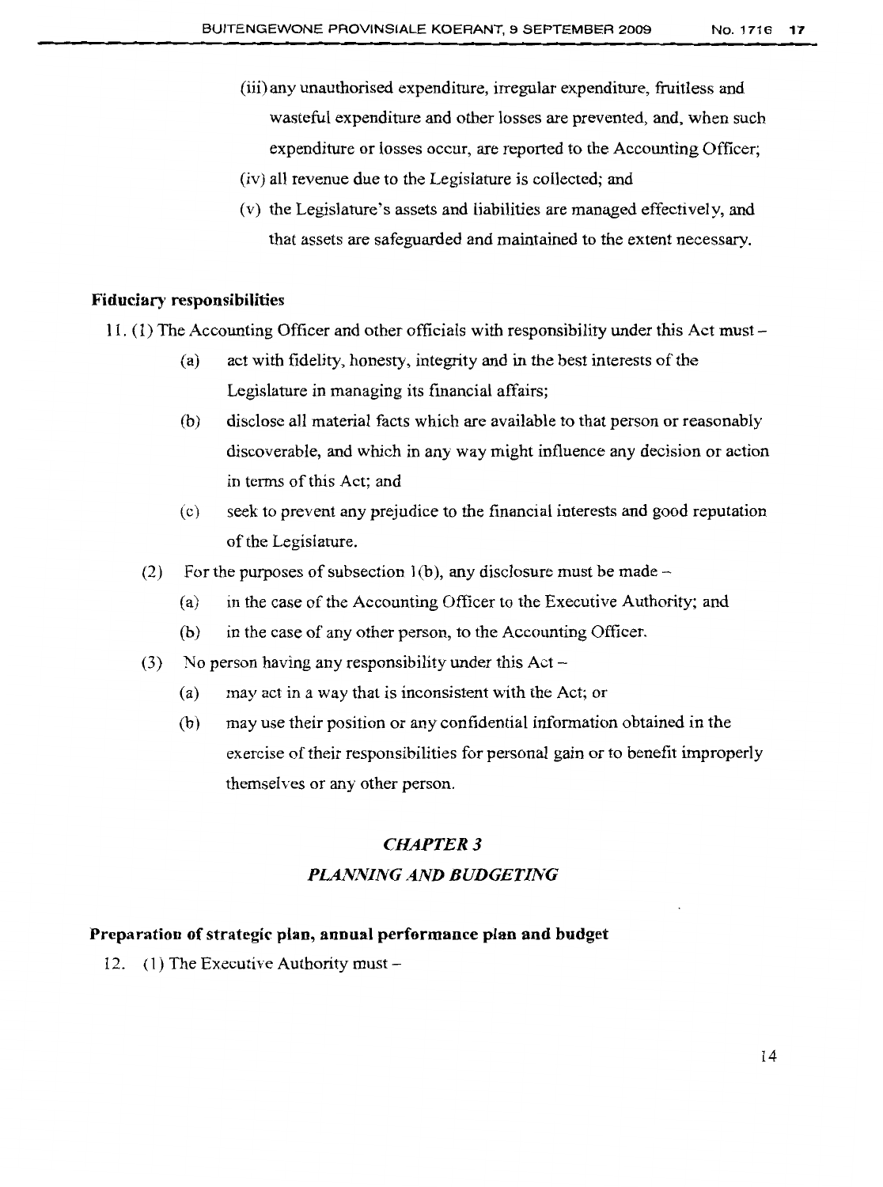(iii) any unauthorised expenditure, irregular expenditure, fruitless and wasteful expenditure and other losses are prevented, and, when such expenditure or losses occur, are reported to the Accounting Officer;

(iv) all revenue due to the Legislature is collected; and

(v) the Legislature's assets and liabilities are managed effectively, and that assets are safeguarded and maintained to the extent necessary.

**Fiduciary responsibilities**

11. (1) The Accounting Officer and other officials with responsibility under this Act must –

(a) act with fidelity, honesty, integrity and in the best interests of the Legislature in managing its financial affairs;

(b) disclose all material facts which are available to that person or reasonably discoverable, and which in any way might influence any decision or action in terms of this Act; and

(c) seek to prevent any prejudice to the financial interests and good reputation of the Legislature.

(2) For the purposes of subsection 1(b), any disclosure must be made –

(a) in the case of the Accounting Officer to the Executive Authority; and

(b) in the case of any other person, to the Accounting Officer.

(3) No person having any responsibility under this Act –

(a) may act in a way that is inconsistent with the Act; or

(b) may use their position or any confidential information obtained in the exercise of their responsibilities for personal gain or to benefit improperly themselves or any other person.

## *CHAPTER 3*

## *PLANNING AND BUDGETING*

**Preparation of strategic plan, annual performance plan and budget**

12. (1) The Executive Authority must –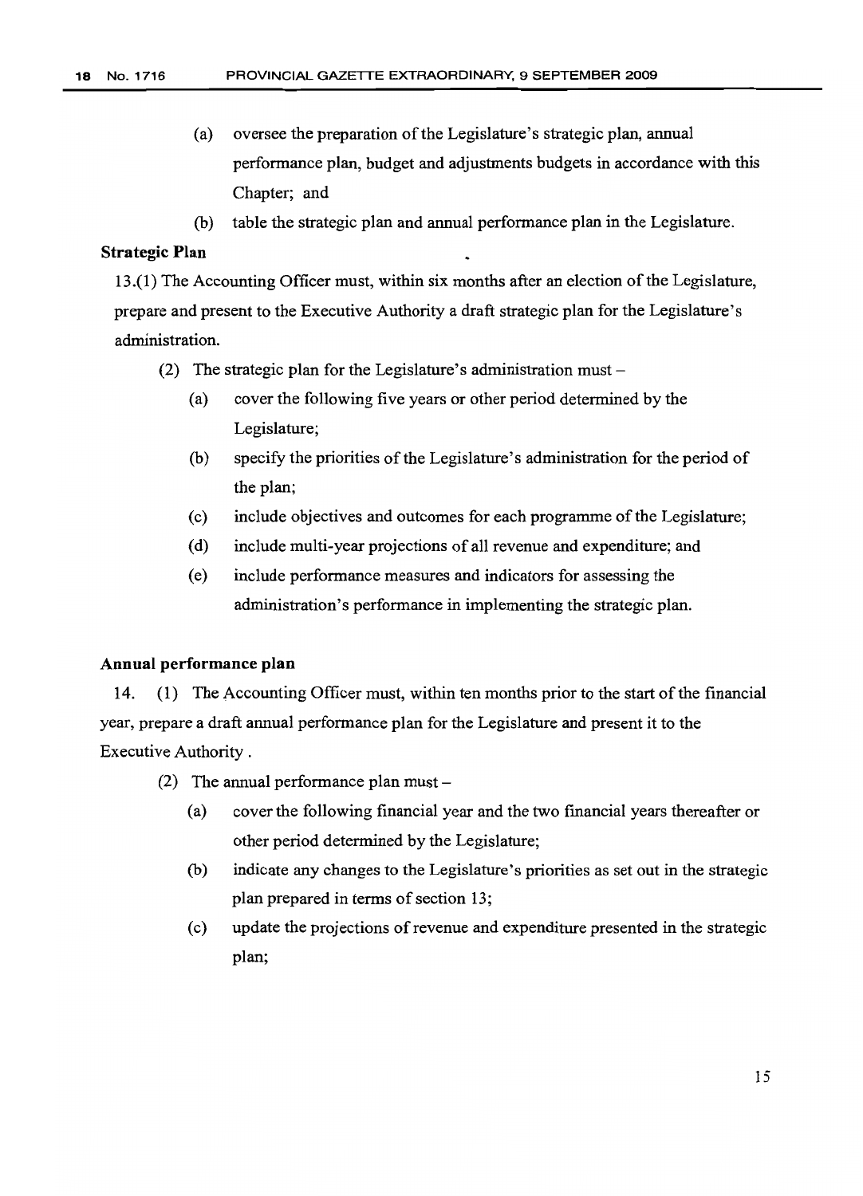(a) oversee the preparation of the Legislature's strategic plan, annual performance plan, budget and adjustments budgets in accordance with this Chapter; and

(b) table the strategic plan and annual performance plan in the Legislature.

**Strategic Plan**

13.(1) The Accounting Officer must, within six months after an election of the Legislature, prepare and present to the Executive Authority a draft strategic plan for the Legislature's administration.

(2) The strategic plan for the Legislature's administration must –

(a) cover the following five years or other period determined by the Legislature;

(b) specify the priorities of the Legislature's administration for the period of the plan;

(c) include objectives and outcomes for each programme of the Legislature;

(d) include multi-year projections of all revenue and expenditure; and

(e) include performance measures and indicators for assessing the administration's performance in implementing the strategic plan.

**Annual performance plan**

14. (1) The Accounting Officer must, within ten months prior to the start of the financial year, prepare a draft annual performance plan for the Legislature and present it to the Executive Authority .

(2) The annual performance plan must –

(a) cover the following financial year and the two financial years thereafter or other period determined by the Legislature;

(b) indicate any changes to the Legislature's priorities as set out in the strategic plan prepared in terms of section 13;

(c) update the projections of revenue and expenditure presented in the strategic plan;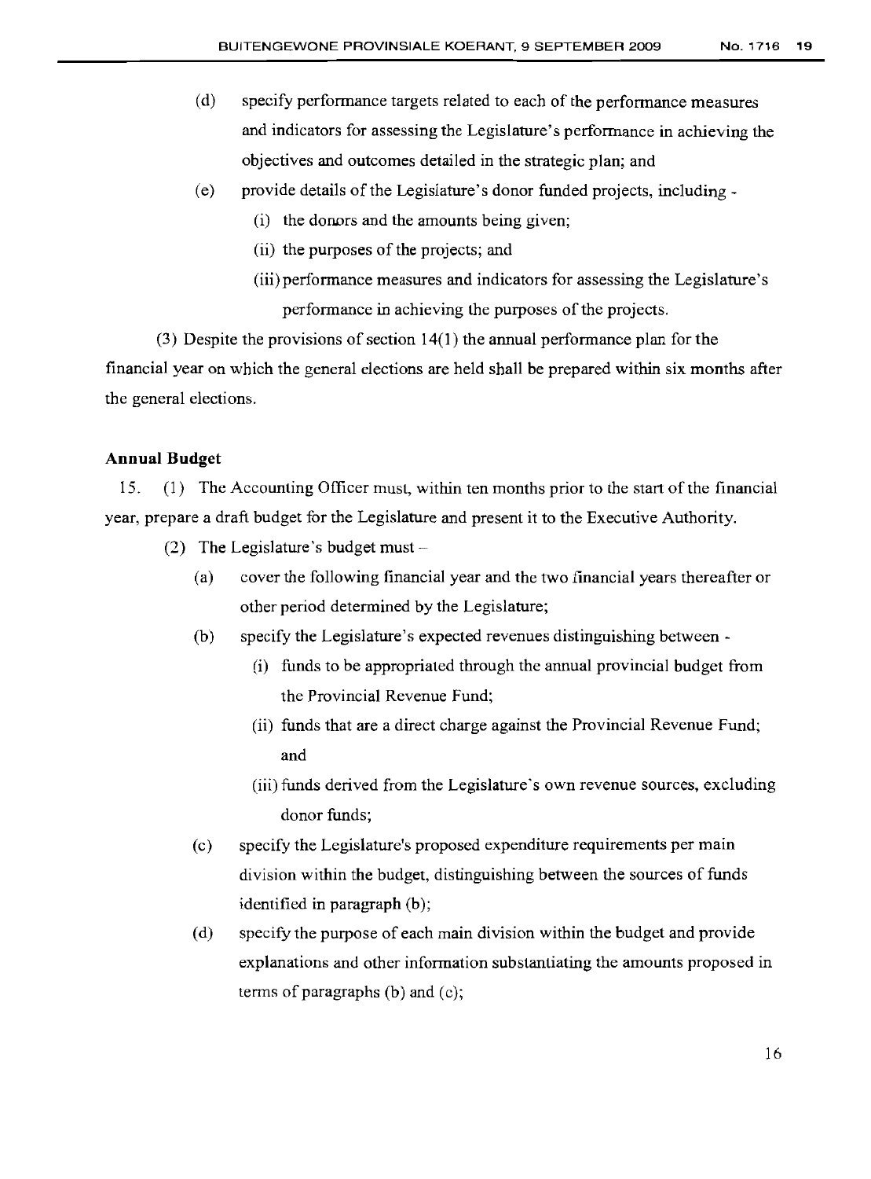(d) specify performance targets related to each of the performance measures and indicators for assessing the Legislature's performance in achieving the objectives and outcomes detailed in the strategic plan; and

(e) provide details of the Legislature's donor funded projects, including -

(i) the donors and the amounts being given;

(ii) the purposes of the projects; and

(iii) performance measures and indicators for assessing the Legislature's performance in achieving the purposes of the projects.

(3) Despite the provisions of section 14(1) the annual performance plan for the financial year on which the general elections are held shall be prepared within six months after the general elections.

**Annual Budget**

15. (1) The Accounting Officer must, within ten months prior to the start of the financial year, prepare a draft budget for the Legislature and present it to the Executive Authority.

(2) The Legislature's budget must –

(a) cover the following financial year and the two financial years thereafter or other period determined by the Legislature;

(b) specify the Legislature's expected revenues distinguishing between -

(i) funds to be appropriated through the annual provincial budget from the Provincial Revenue Fund;

(ii) funds that are a direct charge against the Provincial Revenue Fund; and

(iii) funds derived from the Legislature's own revenue sources, excluding donor funds;

(c) specify the Legislature's proposed expenditure requirements per main division within the budget, distinguishing between the sources of funds identified in paragraph (b);

(d) specify the purpose of each main division within the budget and provide explanations and other information substantiating the amounts proposed in terms of paragraphs (b) and (c);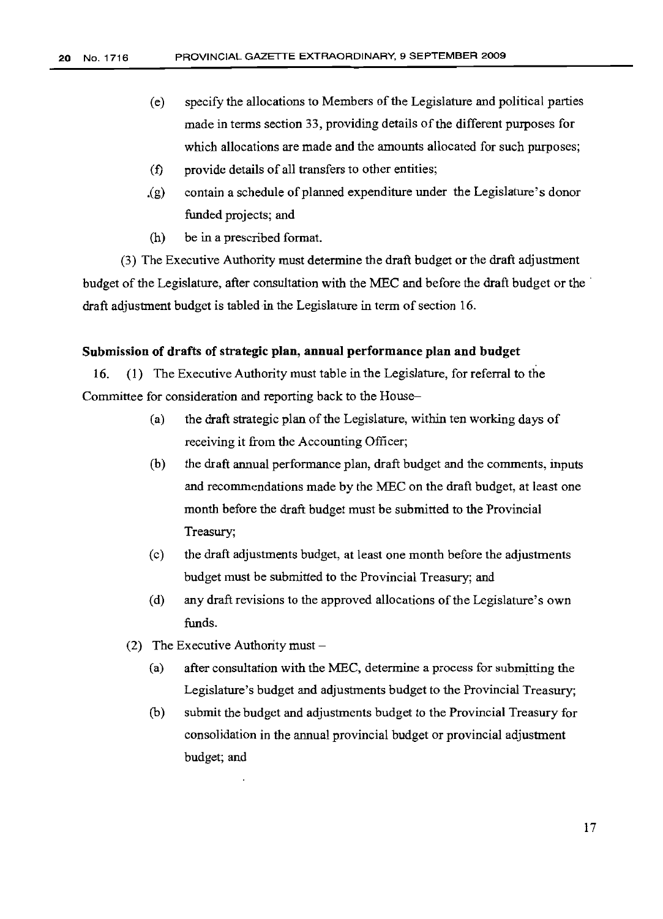(e) specify the allocations to Members of the Legislature and political parties made in terms section 33, providing details of the different purposes for which allocations are made and the amounts allocated for such purposes;

(f) provide details of all transfers to other entities;

(g) contain a schedule of planned expenditure under the Legislature's donor funded projects; and

(h) be in a prescribed format.

(3) The Executive Authority must determine the draft budget or the draft adjustment budget of the Legislature, after consultation with the MEC and before the draft budget or the draft adjustment budget is tabled in the Legislature in term of section 16.

**Submission of drafts of strategic plan, annual performance plan and budget**

16. (1) The Executive Authority must table in the Legislature, for referral to the Committee for consideration and reporting back to the House–

(a) the draft strategic plan of the Legislature, within ten working days of receiving it from the Accounting Officer;

(b) the draft annual performance plan, draft budget and the comments, inputs and recommendations made by the MEC on the draft budget, at least one month before the draft budget must be submitted to the Provincial Treasury;

(c) the draft adjustments budget, at least one month before the adjustments budget must be submitted to the Provincial Treasury; and

(d) any draft revisions to the approved allocations of the Legislature's own funds.

(2) The Executive Authority must –

(a) after consultation with the MEC, determine a process for submitting the Legislature's budget and adjustments budget to the Provincial Treasury;

(b) submit the budget and adjustments budget to the Provincial Treasury for consolidation in the annual provincial budget or provincial adjustment budget; and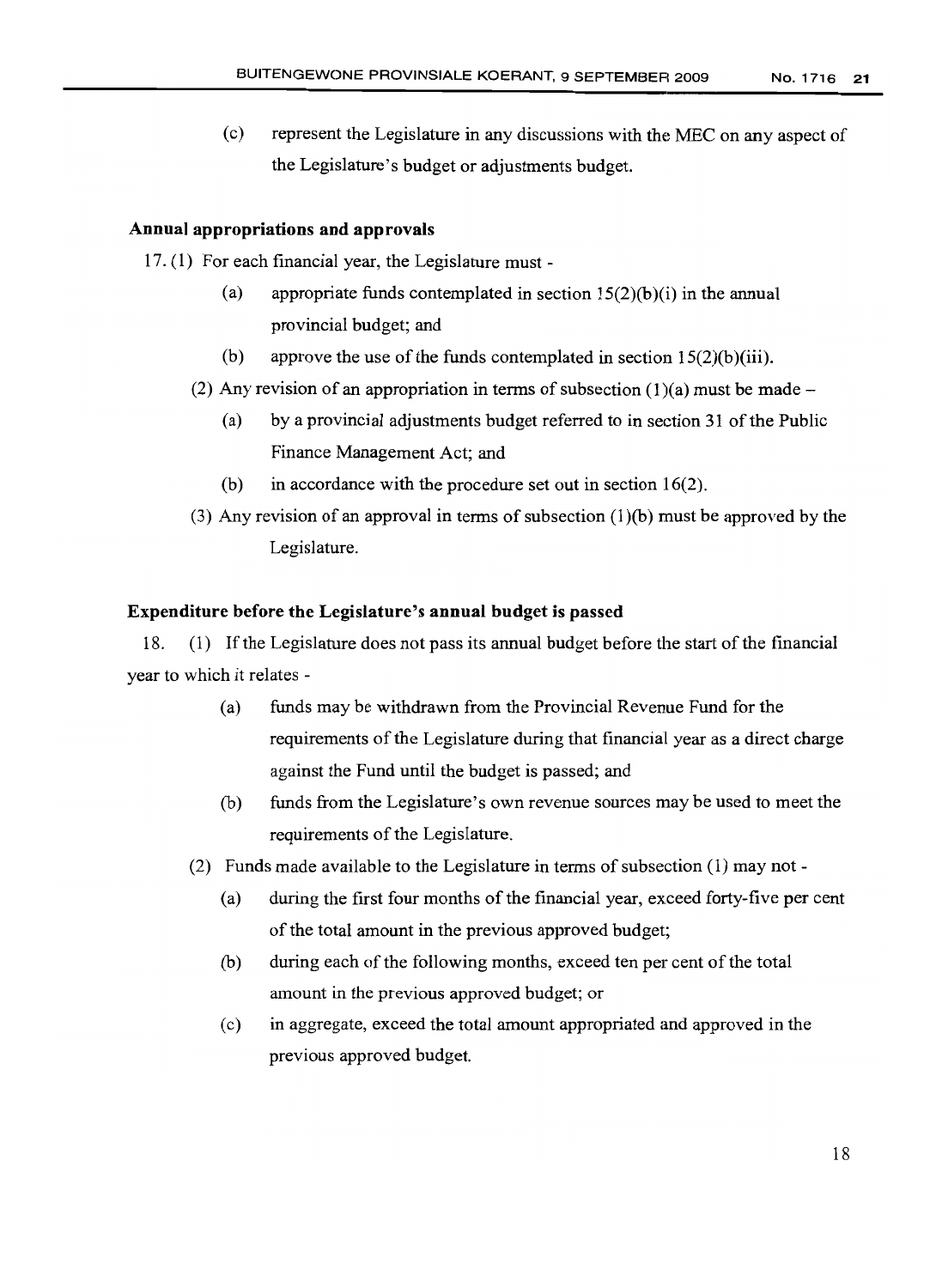(c) represent the Legislature in any discussions with the MEC on any aspect of the Legislature's budget or adjustments budget.

**Annual appropriations and approvals**

17. (1) For each financial year, the Legislature must -

(a) appropriate funds contemplated in section 15(2)(b)(i) in the annual provincial budget; and

(b) approve the use of the funds contemplated in section 15(2)(b)(iii).

(2) Any revision of an appropriation in terms of subsection (1)(a) must be made –

(a) by a provincial adjustments budget referred to in section 31 of the Public Finance Management Act; and

(b) in accordance with the procedure set out in section 16(2).

(3) Any revision of an approval in terms of subsection (1)(b) must be approved by the Legislature.

**Expenditure before the Legislature's annual budget is passed**

18. (1) If the Legislature does not pass its annual budget before the start of the financial year to which it relates -

(a) funds may be withdrawn from the Provincial Revenue Fund for the requirements of the Legislature during that financial year as a direct charge against the Fund until the budget is passed; and

(b) funds from the Legislature's own revenue sources may be used to meet the requirements of the Legislature.

(2) Funds made available to the Legislature in terms of subsection (1) may not -

(a) during the first four months of the financial year, exceed forty-five per cent of the total amount in the previous approved budget;

(b) during each of the following months, exceed ten per cent of the total amount in the previous approved budget; or

(c) in aggregate, exceed the total amount appropriated and approved in the previous approved budget.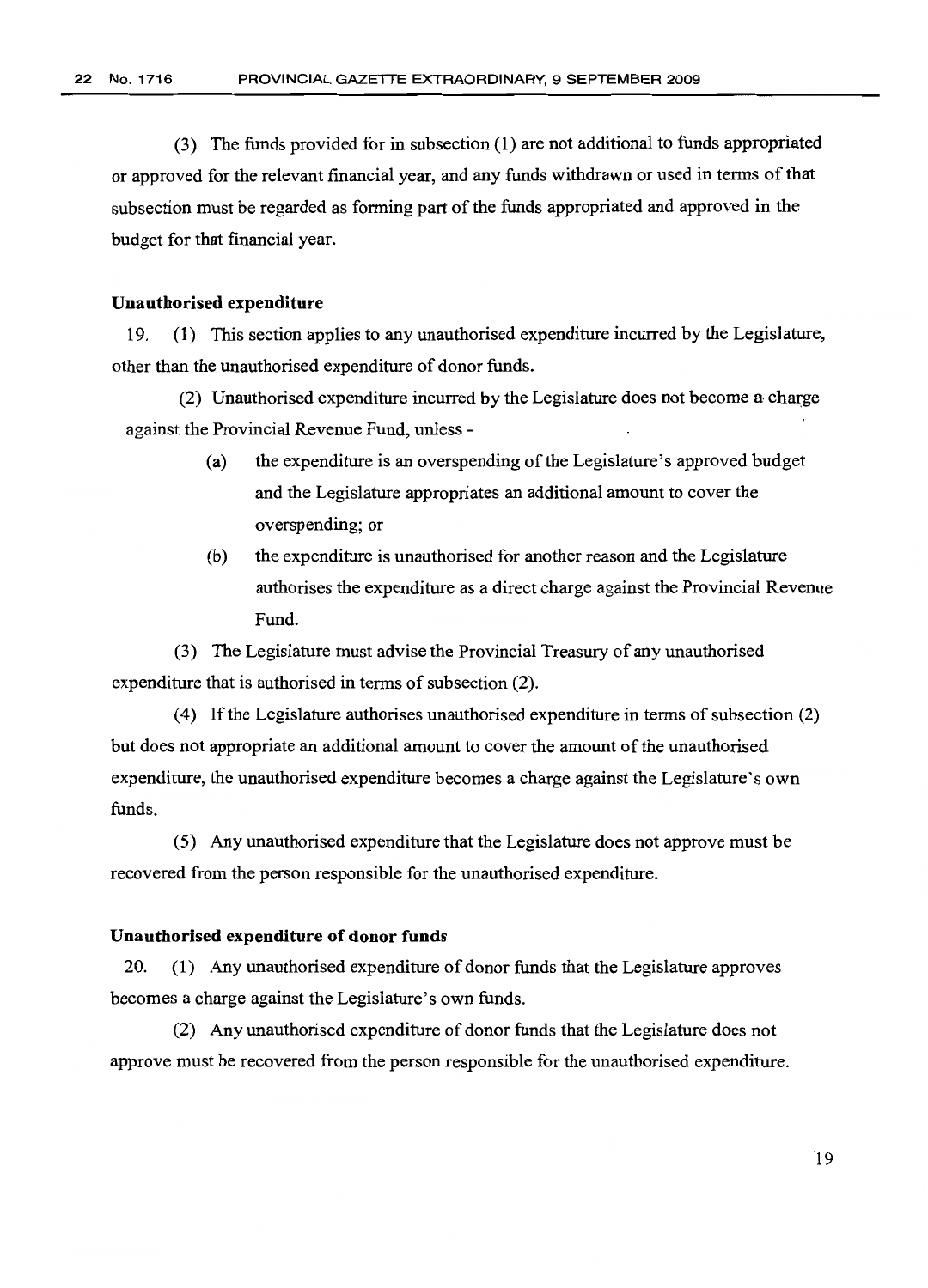(3) The funds provided for in subsection (1) are not additional to funds appropriated or approved for the relevant financial year, and any funds withdrawn or used in terms of that subsection must be regarded as forming part of the funds appropriated and approved in the budget for that financial year.

**Unauthorised expenditure**

19. (1) This section applies to any unauthorised expenditure incurred by the Legislature, other than the unauthorised expenditure of donor funds.

(2) Unauthorised expenditure incurred by the Legislature does not become a charge against the Provincial Revenue Fund, unless -

(a) the expenditure is an overspending of the Legislature's approved budget and the Legislature appropriates an additional amount to cover the overspending; or

(b) the expenditure is unauthorised for another reason and the Legislature authorises the expenditure as a direct charge against the Provincial Revenue Fund.

(3) The Legislature must advise the Provincial Treasury of any unauthorised expenditure that is authorised in terms of subsection (2).

(4) If the Legislature authorises unauthorised expenditure in terms of subsection (2) but does not appropriate an additional amount to cover the amount of the unauthorised expenditure, the unauthorised expenditure becomes a charge against the Legislature's own funds.

(5) Any unauthorised expenditure that the Legislature does not approve must be recovered from the person responsible for the unauthorised expenditure.

**Unauthorised expenditure of donor funds**

20. (1) Any unauthorised expenditure of donor funds that the Legislature approves becomes a charge against the Legislature's own funds.

(2) Any unauthorised expenditure of donor funds that the Legislature does not approve must be recovered from the person responsible for the unauthorised expenditure.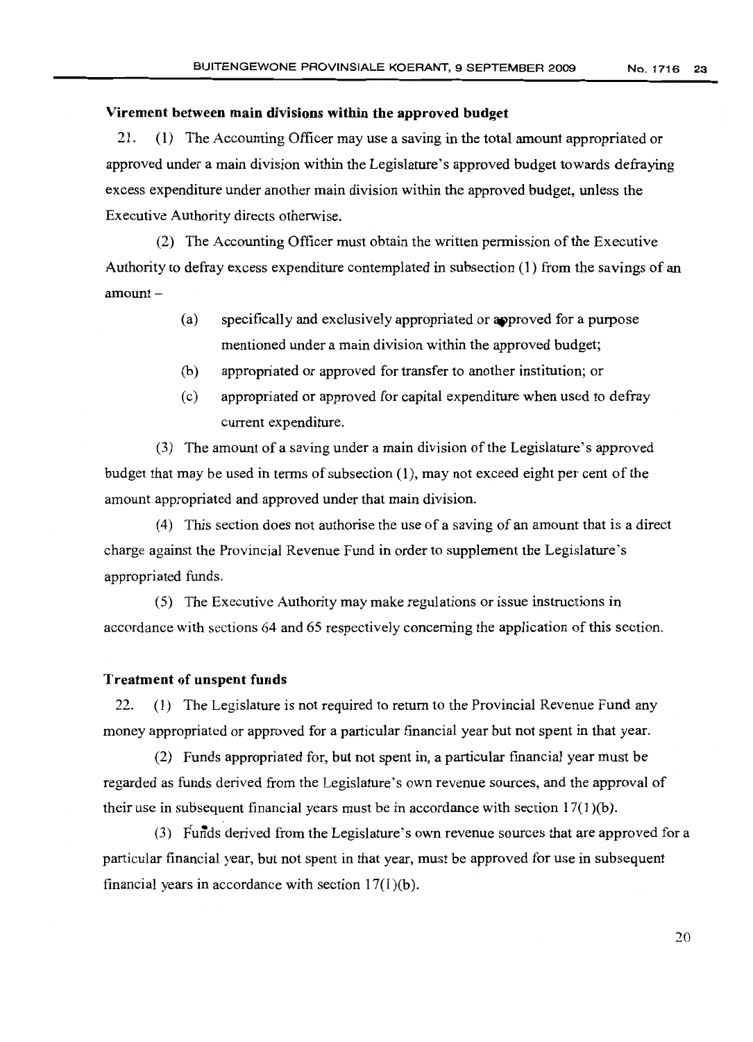### Virement between main divisions within the approved budget

21. (1) The Accounting Officer may use a saving in the total amount appropriated or approved under a main division within the Legislature's approved budget towards defraying excess expenditure under another main division within the approved budget, unless the Executive Authority directs otherwise.

(2) The Accounting Officer must obtain the written permission of the Executive Authority to defray excess expenditure contemplated in subsection (1) from the savings of an amount –

- (a) specifically and exclusively appropriated or approved for a purpose mentioned under a main division within the approved budget;
- (b) appropriated or approved for transfer to another institution; or
- (c) appropriated or approved for capital expenditure when used to defray current expenditure.

(3) The amount of a saving under a main division of the Legislature's approved budget that may be used in terms of subsection (1), may not exceed eight per cent of the amount appropriated and approved under that main division.

(4) This section does not authorise the use of a saving of an amount that is a direct charge against the Provincial Revenue Fund in order to supplement the Legislature's appropriated funds.

(5) The Executive Authority may make regulations or issue instructions in accordance with sections 64 and 65 respectively concerning the application of this section.

### Treatment of unspent funds

22. (1) The Legislature is not required to return to the Provincial Revenue Fund any money appropriated or approved for a particular financial year but not spent in that year.

(2) Funds appropriated for, but not spent in, a particular financial year must be regarded as funds derived from the Legislature's own revenue sources, and the approval of their use in subsequent financial years must be in accordance with section 17(1)(b).

(3) Funds derived from the Legislature's own revenue sources that are approved for a particular financial year, but not spent in that year, must be approved for use in subsequent financial years in accordance with section 17(1)(b).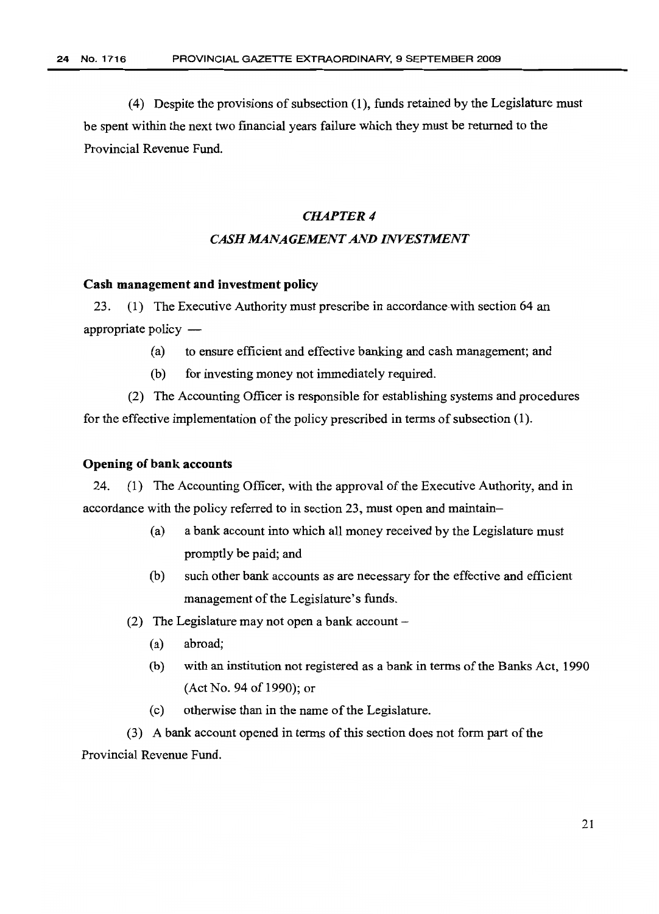(4) Despite the provisions of subsection (1), funds retained by the Legislature must be spent within the next two financial years failure which they must be returned to the Provincial Revenue Fund.

## *CHAPTER 4*

## *CASH MANAGEMENT AND INVESTMENT*

**Cash management and investment policy**

23. (1) The Executive Authority must prescribe in accordance with section 64 an appropriate policy —

(a) to ensure efficient and effective banking and cash management; and

(b) for investing money not immediately required.

(2) The Accounting Officer is responsible for establishing systems and procedures for the effective implementation of the policy prescribed in terms of subsection (1).

**Opening of bank accounts**

24. (1) The Accounting Officer, with the approval of the Executive Authority, and in accordance with the policy referred to in section 23, must open and maintain–

(a) a bank account into which all money received by the Legislature must promptly be paid; and

(b) such other bank accounts as are necessary for the effective and efficient management of the Legislature's funds.

(2) The Legislature may not open a bank account –

(a) abroad;

(b) with an institution not registered as a bank in terms of the Banks Act, 1990 (Act No. 94 of 1990); or

(c) otherwise than in the name of the Legislature.

(3) A bank account opened in terms of this section does not form part of the Provincial Revenue Fund.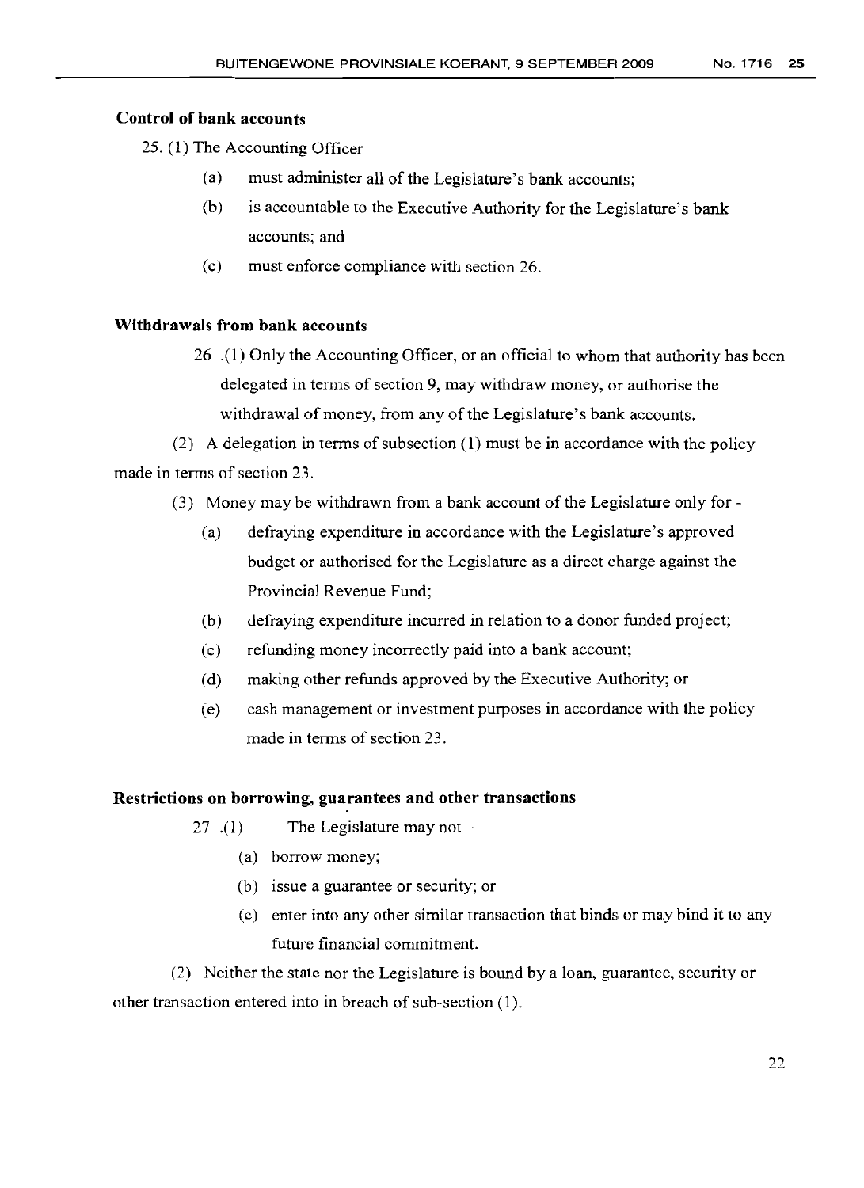### Control of bank accounts

25. (1) The Accounting Officer —

(a) must administer all of the Legislature's bank accounts;

(b) is accountable to the Executive Authority for the Legislature's bank accounts; and

(c) must enforce compliance with section 26.

### Withdrawals from bank accounts

26 .(1) Only the Accounting Officer, or an official to whom that authority has been delegated in terms of section 9, may withdraw money, or authorise the withdrawal of money, from any of the Legislature's bank accounts.

(2) A delegation in terms of subsection (1) must be in accordance with the policy made in terms of section 23.

(3) Money may be withdrawn from a bank account of the Legislature only for -

(a) defraying expenditure in accordance with the Legislature's approved budget or authorised for the Legislature as a direct charge against the Provincial Revenue Fund;

(b) defraying expenditure incurred in relation to a donor funded project;

(c) refunding money incorrectly paid into a bank account;

(d) making other refunds approved by the Executive Authority; or

(e) cash management or investment purposes in accordance with the policy made in terms of section 23.

### Restrictions on borrowing, guarantees and other transactions

27 .(1) The Legislature may not –

(a) borrow money;

(b) issue a guarantee or security; or

(c) enter into any other similar transaction that binds or may bind it to any future financial commitment.

(2) Neither the state nor the Legislature is bound by a loan, guarantee, security or other transaction entered into in breach of sub-section (1).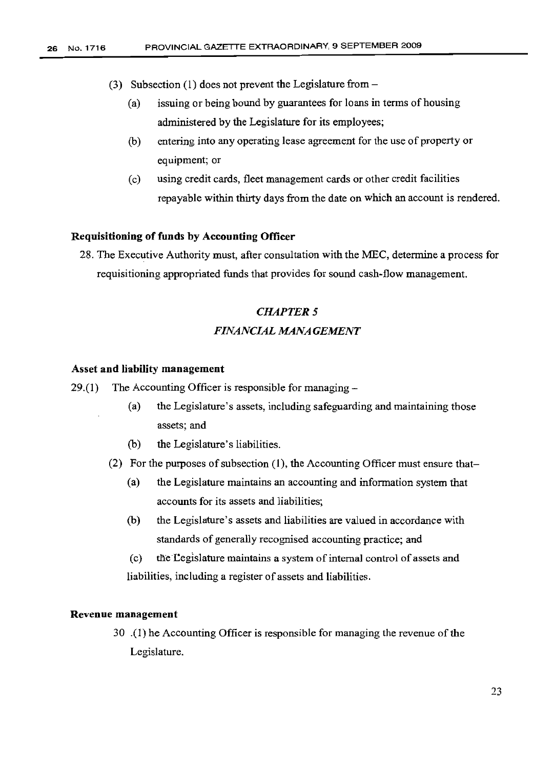(3) Subsection (1) does not prevent the Legislature from –

   (a) issuing or being bound by guarantees for loans in terms of housing administered by the Legislature for its employees;

   (b) entering into any operating lease agreement for the use of property or equipment; or

   (c) using credit cards, fleet management cards or other credit facilities repayable within thirty days from the date on which an account is rendered.

**Requisitioning of funds by Accounting Officer**

28. The Executive Authority must, after consultation with the MEC, determine a process for requisitioning appropriated funds that provides for sound cash-flow management.

## *CHAPTER 5*

## *FINANCIAL MANAGEMENT*

**Asset and liability management**

29.(1) The Accounting Officer is responsible for managing –

   (a) the Legislature's assets, including safeguarding and maintaining those assets; and

   (b) the Legislature's liabilities.

(2) For the purposes of subsection (1), the Accounting Officer must ensure that–

   (a) the Legislature maintains an accounting and information system that accounts for its assets and liabilities;

   (b) the Legislature's assets and liabilities are valued in accordance with standards of generally recognised accounting practice; and

   (c) the Legislature maintains a system of internal control of assets and liabilities, including a register of assets and liabilities.

**Revenue management**

30 .(1) he Accounting Officer is responsible for managing the revenue of the Legislature.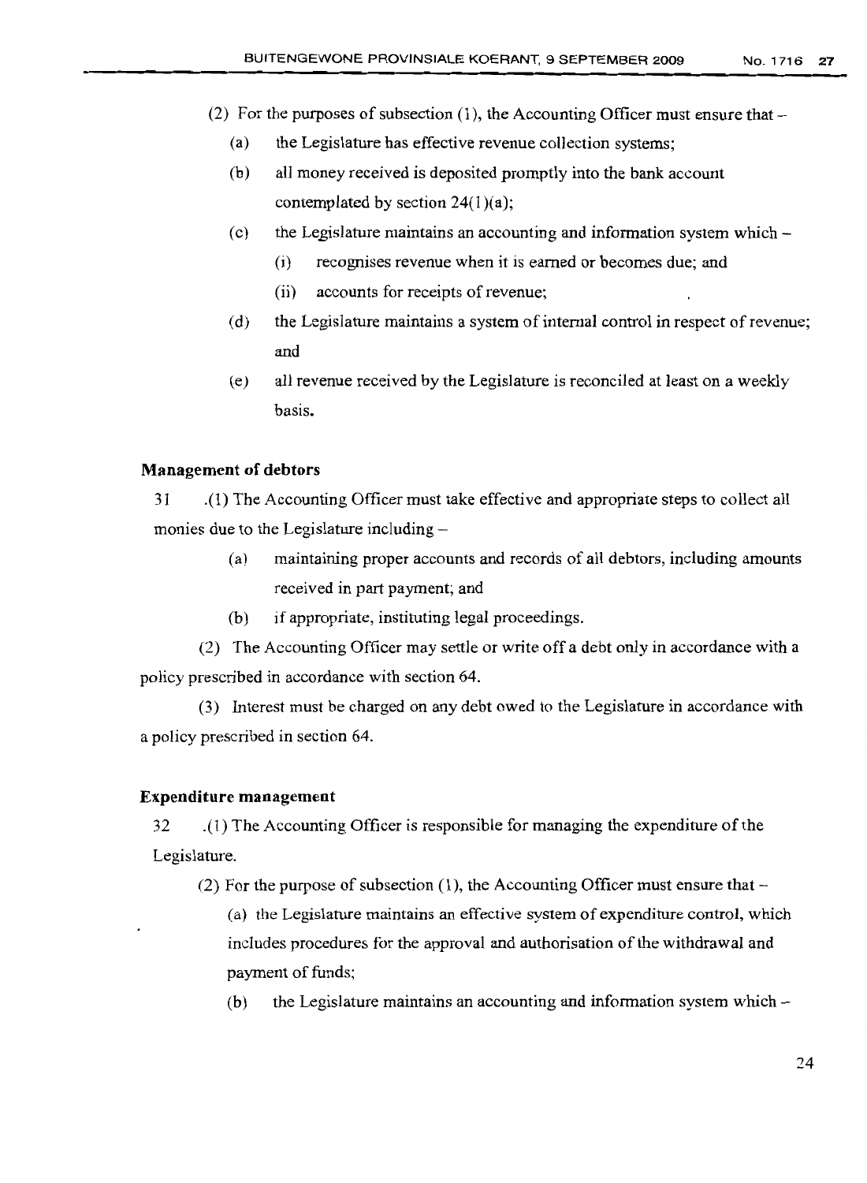(2) For the purposes of subsection (1), the Accounting Officer must ensure that –

(a) the Legislature has effective revenue collection systems;

(b) all money received is deposited promptly into the bank account contemplated by section 24(1)(a);

(c) the Legislature maintains an accounting and information system which –

(i) recognises revenue when it is earned or becomes due; and

(ii) accounts for receipts of revenue;

(d) the Legislature maintains a system of internal control in respect of revenue; and

(e) all revenue received by the Legislature is reconciled at least on a weekly basis.

**Management of debtors**

31 .(1) The Accounting Officer must take effective and appropriate steps to collect all monies due to the Legislature including –

(a) maintaining proper accounts and records of all debtors, including amounts received in part payment; and

(b) if appropriate, instituting legal proceedings.

(2) The Accounting Officer may settle or write off a debt only in accordance with a policy prescribed in accordance with section 64.

(3) Interest must be charged on any debt owed to the Legislature in accordance with a policy prescribed in section 64.

**Expenditure management**

32 .(1) The Accounting Officer is responsible for managing the expenditure of the Legislature.

(2) For the purpose of subsection (1), the Accounting Officer must ensure that –

(a) the Legislature maintains an effective system of expenditure control, which includes procedures for the approval and authorisation of the withdrawal and payment of funds;

(b) the Legislature maintains an accounting and information system which –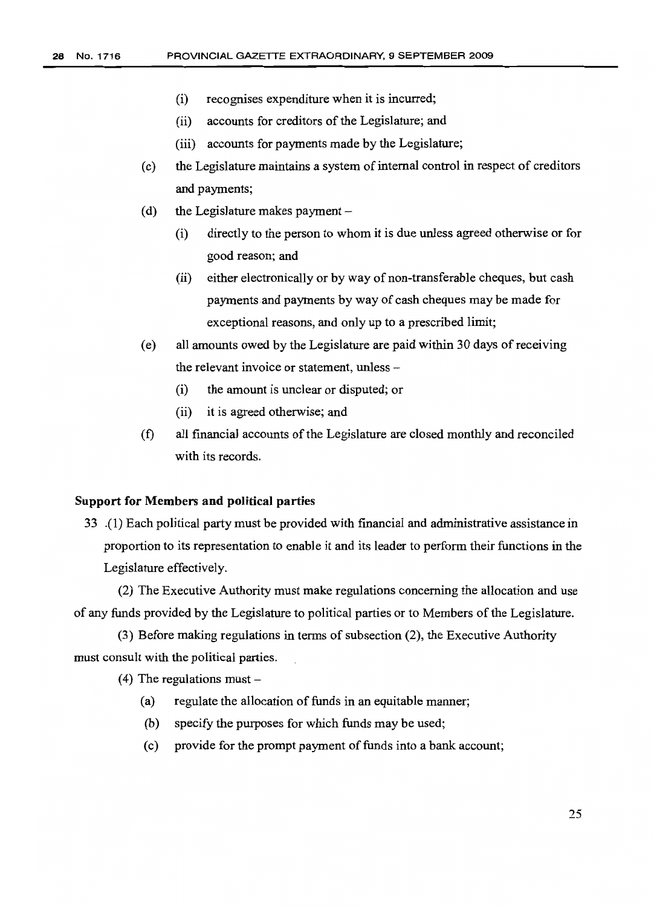(i) recognises expenditure when it is incurred;

(ii) accounts for creditors of the Legislature; and

(iii) accounts for payments made by the Legislature;

(c) the Legislature maintains a system of internal control in respect of creditors and payments;

(d) the Legislature makes payment –

(i) directly to the person to whom it is due unless agreed otherwise or for good reason; and

(ii) either electronically or by way of non-transferable cheques, but cash payments and payments by way of cash cheques may be made for exceptional reasons, and only up to a prescribed limit;

(e) all amounts owed by the Legislature are paid within 30 days of receiving the relevant invoice or statement, unless –

(i) the amount is unclear or disputed; or

(ii) it is agreed otherwise; and

(f) all financial accounts of the Legislature are closed monthly and reconciled with its records.

**Support for Members and political parties**

33 .(1) Each political party must be provided with financial and administrative assistance in proportion to its representation to enable it and its leader to perform their functions in the Legislature effectively.

(2) The Executive Authority must make regulations concerning the allocation and use of any funds provided by the Legislature to political parties or to Members of the Legislature.

(3) Before making regulations in terms of subsection (2), the Executive Authority must consult with the political parties.

(4) The regulations must –

(a) regulate the allocation of funds in an equitable manner;

(b) specify the purposes for which funds may be used;

(c) provide for the prompt payment of funds into a bank account;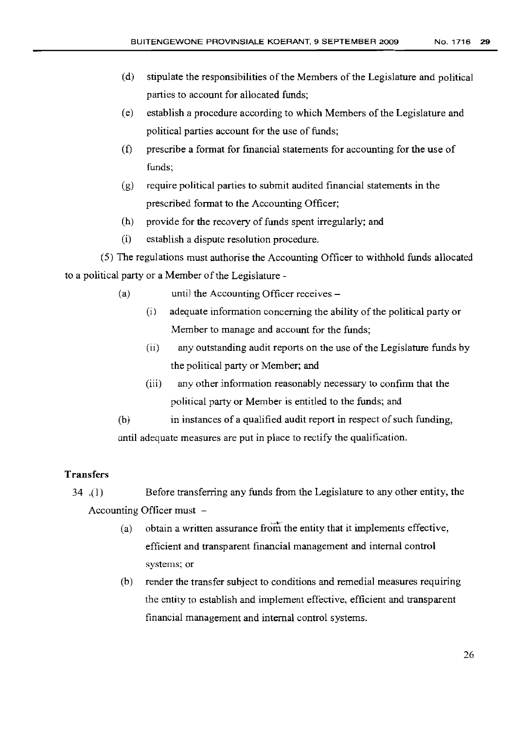(d) stipulate the responsibilities of the Members of the Legislature and political parties to account for allocated funds;

(e) establish a procedure according to which Members of the Legislature and political parties account for the use of funds;

(f) prescribe a format for financial statements for accounting for the use of funds;

(g) require political parties to submit audited financial statements in the prescribed format to the Accounting Officer;

(h) provide for the recovery of funds spent irregularly; and

(i) establish a dispute resolution procedure.

(5) The regulations must authorise the Accounting Officer to withhold funds allocated to a political party or a Member of the Legislature -

(a) until the Accounting Officer receives –

(i) adequate information concerning the ability of the political party or Member to manage and account for the funds;

(ii) any outstanding audit reports on the use of the Legislature funds by the political party or Member; and

(iii) any other information reasonably necessary to confirm that the political party or Member is entitled to the funds; and

(b) in instances of a qualified audit report in respect of such funding, until adequate measures are put in place to rectify the qualification.

**Transfers**

34 .(1) Before transferring any funds from the Legislature to any other entity, the Accounting Officer must –

(a) obtain a written assurance from the entity that it implements effective, efficient and transparent financial management and internal control systems; or

(b) render the transfer subject to conditions and remedial measures requiring the entity to establish and implement effective, efficient and transparent financial management and internal control systems.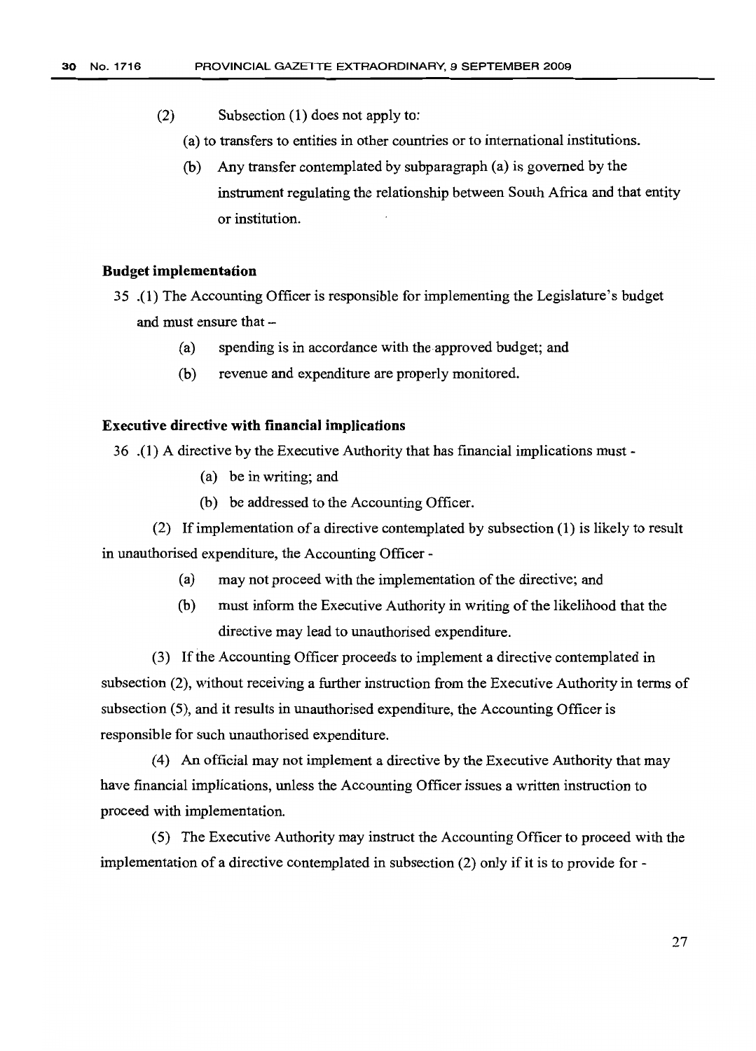(2) Subsection (1) does not apply to:

(a) to transfers to entities in other countries or to international institutions.

(b) Any transfer contemplated by subparagraph (a) is governed by the instrument regulating the relationship between South Africa and that entity or institution.

**Budget implementation**

35 .(1) The Accounting Officer is responsible for implementing the Legislature's budget and must ensure that –

(a) spending is in accordance with the approved budget; and

(b) revenue and expenditure are properly monitored.

**Executive directive with financial implications**

36 .(1) A directive by the Executive Authority that has financial implications must -

(a) be in writing; and

(b) be addressed to the Accounting Officer.

(2) If implementation of a directive contemplated by subsection (1) is likely to result in unauthorised expenditure, the Accounting Officer -

(a) may not proceed with the implementation of the directive; and

(b) must inform the Executive Authority in writing of the likelihood that the directive may lead to unauthorised expenditure.

(3) If the Accounting Officer proceeds to implement a directive contemplated in subsection (2), without receiving a further instruction from the Executive Authority in terms of subsection (5), and it results in unauthorised expenditure, the Accounting Officer is responsible for such unauthorised expenditure.

(4) An official may not implement a directive by the Executive Authority that may have financial implications, unless the Accounting Officer issues a written instruction to proceed with implementation.

(5) The Executive Authority may instruct the Accounting Officer to proceed with the implementation of a directive contemplated in subsection (2) only if it is to provide for -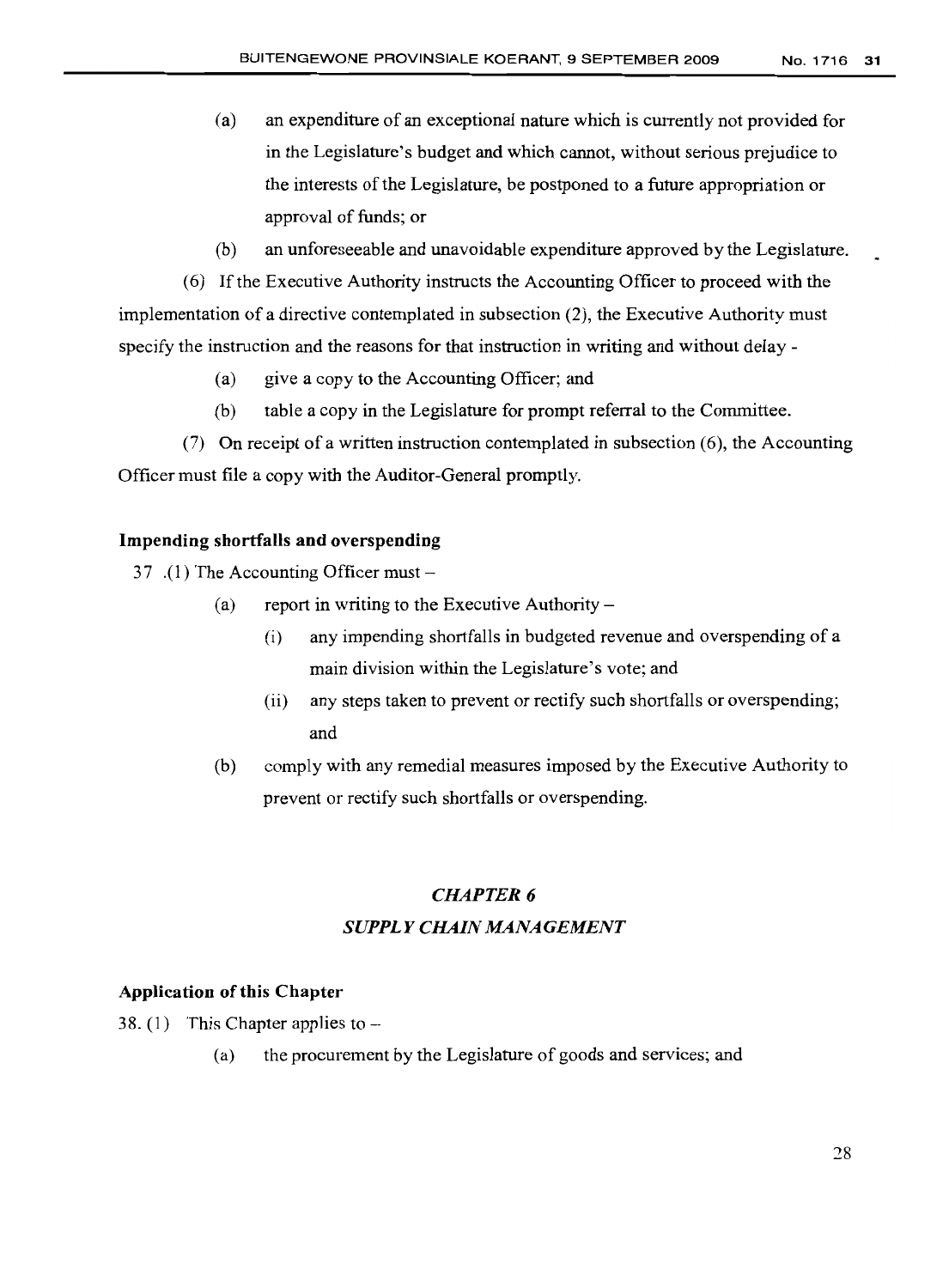(a) an expenditure of an exceptional nature which is currently not provided for in the Legislature's budget and which cannot, without serious prejudice to the interests of the Legislature, be postponed to a future appropriation or approval of funds; or

(b) an unforeseeable and unavoidable expenditure approved by the Legislature.

(6) If the Executive Authority instructs the Accounting Officer to proceed with the implementation of a directive contemplated in subsection (2), the Executive Authority must specify the instruction and the reasons for that instruction in writing and without delay -

(a) give a copy to the Accounting Officer; and

(b) table a copy in the Legislature for prompt referral to the Committee.

(7) On receipt of a written instruction contemplated in subsection (6), the Accounting Officer must file a copy with the Auditor-General promptly.

**Impending shortfalls and overspending**

37 .(1) The Accounting Officer must –

(a) report in writing to the Executive Authority –

(i) any impending shortfalls in budgeted revenue and overspending of a main division within the Legislature's vote; and

(ii) any steps taken to prevent or rectify such shortfalls or overspending; and

(b) comply with any remedial measures imposed by the Executive Authority to prevent or rectify such shortfalls or overspending.

## *CHAPTER 6*

## *SUPPLY CHAIN MANAGEMENT*

**Application of this Chapter**

38. (1) This Chapter applies to –

(a) the procurement by the Legislature of goods and services; and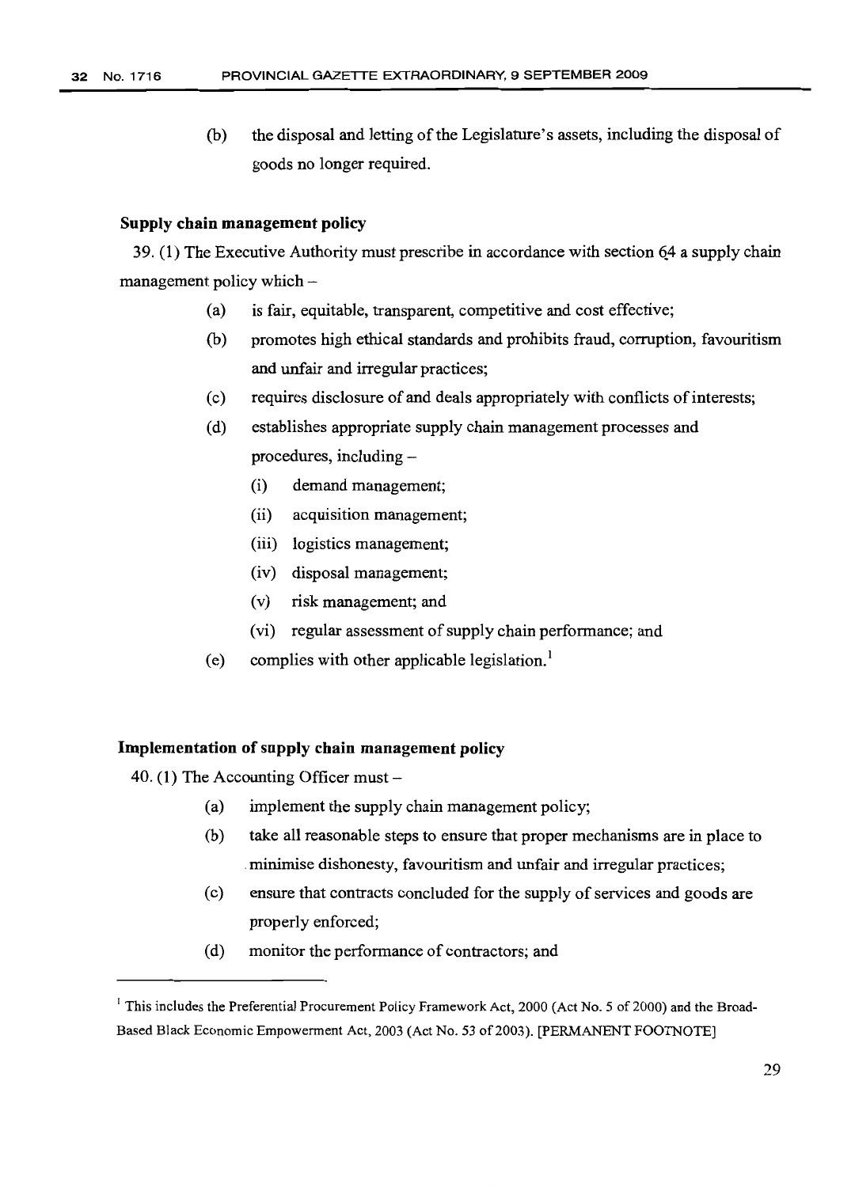(b) the disposal and letting of the Legislature's assets, including the disposal of goods no longer required.

**Supply chain management policy**

39. (1) The Executive Authority must prescribe in accordance with section 64 a supply chain management policy which –

(a) is fair, equitable, transparent, competitive and cost effective;

(b) promotes high ethical standards and prohibits fraud, corruption, favouritism and unfair and irregular practices;

(c) requires disclosure of and deals appropriately with conflicts of interests;

(d) establishes appropriate supply chain management processes and procedures, including –

  (i) demand management;

  (ii) acquisition management;

  (iii) logistics management;

  (iv) disposal management;

  (v) risk management; and

  (vi) regular assessment of supply chain performance; and

(e) complies with other applicable legislation.[1]

**Implementation of supply chain management policy**

40. (1) The Accounting Officer must –

(a) implement the supply chain management policy;

(b) take all reasonable steps to ensure that proper mechanisms are in place to minimise dishonesty, favouritism and unfair and irregular practices;

(c) ensure that contracts concluded for the supply of services and goods are properly enforced;

(d) monitor the performance of contractors; and

---

[1] This includes the Preferential Procurement Policy Framework Act, 2000 (Act No. 5 of 2000) and the Broad-Based Black Economic Empowerment Act, 2003 (Act No. 53 of 2003). [PERMANENT FOOTNOTE]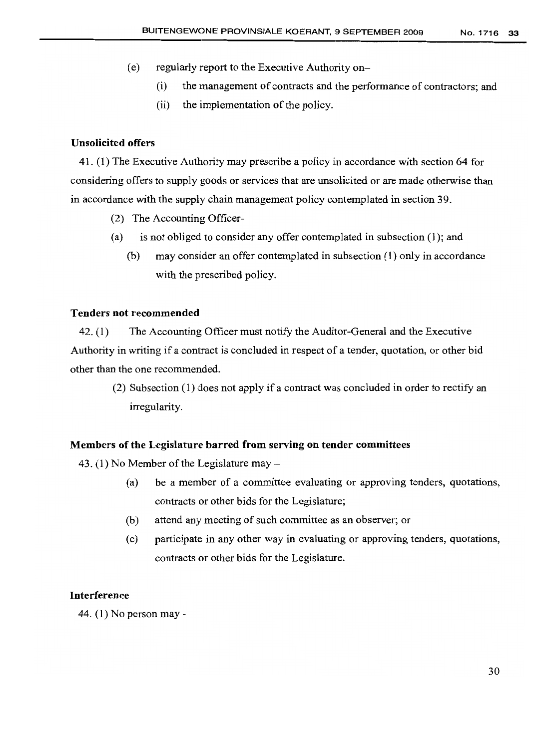(e) regularly report to the Executive Authority on–

  (i) the management of contracts and the performance of contractors; and

  (ii) the implementation of the policy.

**Unsolicited offers**

41. (1) The Executive Authority may prescribe a policy in accordance with section 64 for considering offers to supply goods or services that are unsolicited or are made otherwise than in accordance with the supply chain management policy contemplated in section 39.

(2) The Accounting Officer-

(a) is not obliged to consider any offer contemplated in subsection (1); and

(b) may consider an offer contemplated in subsection (1) only in accordance with the prescribed policy.

**Tenders not recommended**

42. (1) The Accounting Officer must notify the Auditor-General and the Executive Authority in writing if a contract is concluded in respect of a tender, quotation, or other bid other than the one recommended.

(2) Subsection (1) does not apply if a contract was concluded in order to rectify an irregularity.

**Members of the Legislature barred from serving on tender committees**

43. (1) No Member of the Legislature may –

(a) be a member of a committee evaluating or approving tenders, quotations, contracts or other bids for the Legislature;

(b) attend any meeting of such committee as an observer; or

(c) participate in any other way in evaluating or approving tenders, quotations, contracts or other bids for the Legislature.

**Interference**

44. (1) No person may -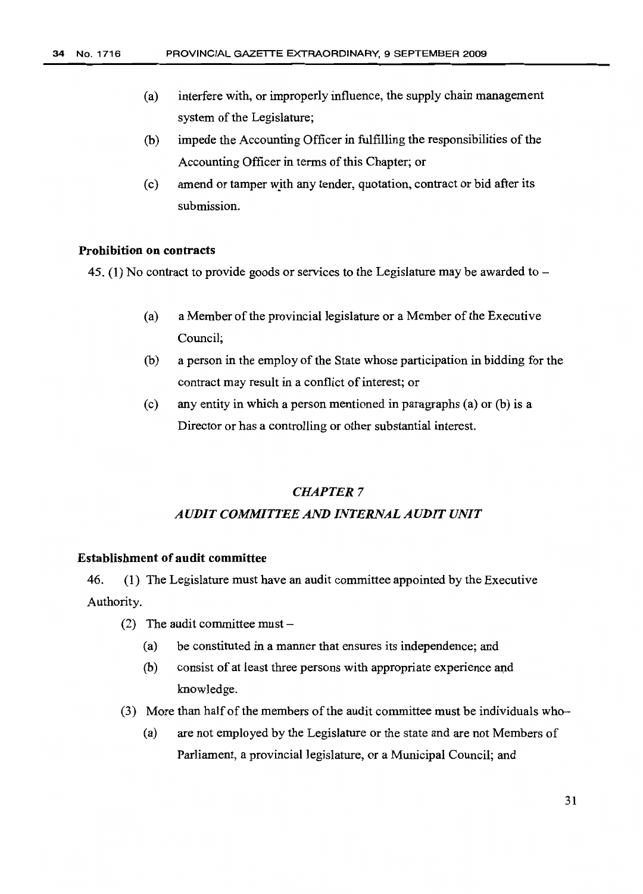(a) interfere with, or improperly influence, the supply chain management system of the Legislature;

(b) impede the Accounting Officer in fulfilling the responsibilities of the Accounting Officer in terms of this Chapter; or

(c) amend or tamper with any tender, quotation, contract or bid after its submission.

**Prohibition on contracts**

45. (1) No contract to provide goods or services to the Legislature may be awarded to –

(a) a Member of the provincial legislature or a Member of the Executive Council;

(b) a person in the employ of the State whose participation in bidding for the contract may result in a conflict of interest; or

(c) any entity in which a person mentioned in paragraphs (a) or (b) is a Director or has a controlling or other substantial interest.

## *CHAPTER 7*

## *AUDIT COMMITTEE AND INTERNAL AUDIT UNIT*

**Establishment of audit committee**

46. (1) The Legislature must have an audit committee appointed by the Executive Authority.

(2) The audit committee must –

(a) be constituted in a manner that ensures its independence; and

(b) consist of at least three persons with appropriate experience and knowledge.

(3) More than half of the members of the audit committee must be individuals who–

(a) are not employed by the Legislature or the state and are not Members of Parliament, a provincial legislature, or a Municipal Council; and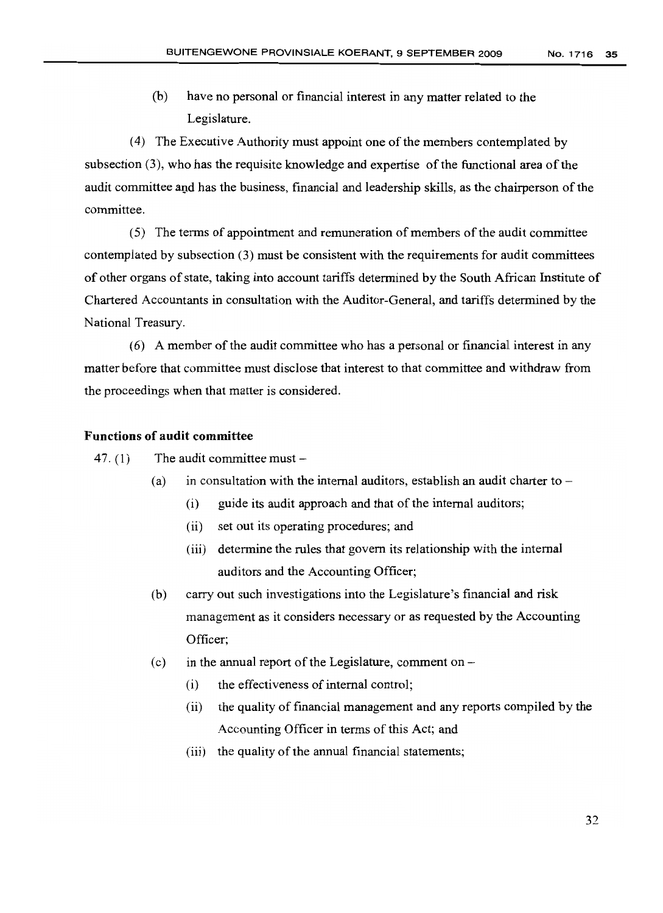(b) have no personal or financial interest in any matter related to the Legislature.

(4) The Executive Authority must appoint one of the members contemplated by subsection (3), who has the requisite knowledge and expertise of the functional area of the audit committee and has the business, financial and leadership skills, as the chairperson of the committee.

(5) The terms of appointment and remuneration of members of the audit committee contemplated by subsection (3) must be consistent with the requirements for audit committees of other organs of state, taking into account tariffs determined by the South African Institute of Chartered Accountants in consultation with the Auditor-General, and tariffs determined by the National Treasury.

(6) A member of the audit committee who has a personal or financial interest in any matter before that committee must disclose that interest to that committee and withdraw from the proceedings when that matter is considered.

**Functions of audit committee**

47. (1) The audit committee must –

- (a) in consultation with the internal auditors, establish an audit charter to –
  - (i) guide its audit approach and that of the internal auditors;
  - (ii) set out its operating procedures; and
  - (iii) determine the rules that govern its relationship with the internal auditors and the Accounting Officer;
- (b) carry out such investigations into the Legislature's financial and risk management as it considers necessary or as requested by the Accounting Officer;
- (c) in the annual report of the Legislature, comment on –
  - (i) the effectiveness of internal control;
  - (ii) the quality of financial management and any reports compiled by the Accounting Officer in terms of this Act; and
  - (iii) the quality of the annual financial statements;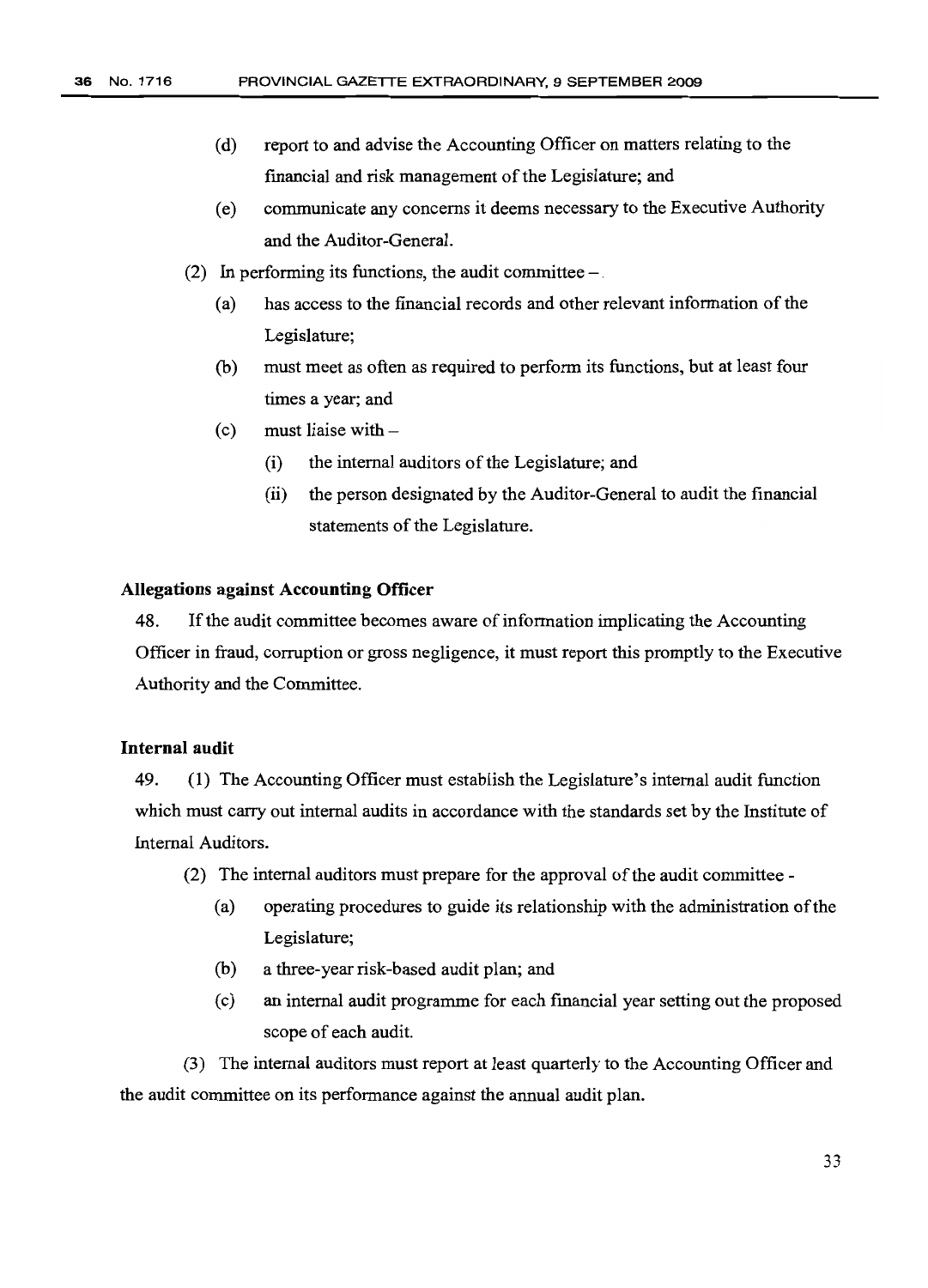(d) report to and advise the Accounting Officer on matters relating to the financial and risk management of the Legislature; and

(e) communicate any concerns it deems necessary to the Executive Authority and the Auditor-General.

(2) In performing its functions, the audit committee –

(a) has access to the financial records and other relevant information of the Legislature;

(b) must meet as often as required to perform its functions, but at least four times a year; and

(c) must liaise with –

(i) the internal auditors of the Legislature; and

(ii) the person designated by the Auditor-General to audit the financial statements of the Legislature.

**Allegations against Accounting Officer**

48. If the audit committee becomes aware of information implicating the Accounting Officer in fraud, corruption or gross negligence, it must report this promptly to the Executive Authority and the Committee.

**Internal audit**

49. (1) The Accounting Officer must establish the Legislature's internal audit function which must carry out internal audits in accordance with the standards set by the Institute of Internal Auditors.

(2) The internal auditors must prepare for the approval of the audit committee -

(a) operating procedures to guide its relationship with the administration of the Legislature;

(b) a three-year risk-based audit plan; and

(c) an internal audit programme for each financial year setting out the proposed scope of each audit.

(3) The internal auditors must report at least quarterly to the Accounting Officer and the audit committee on its performance against the annual audit plan.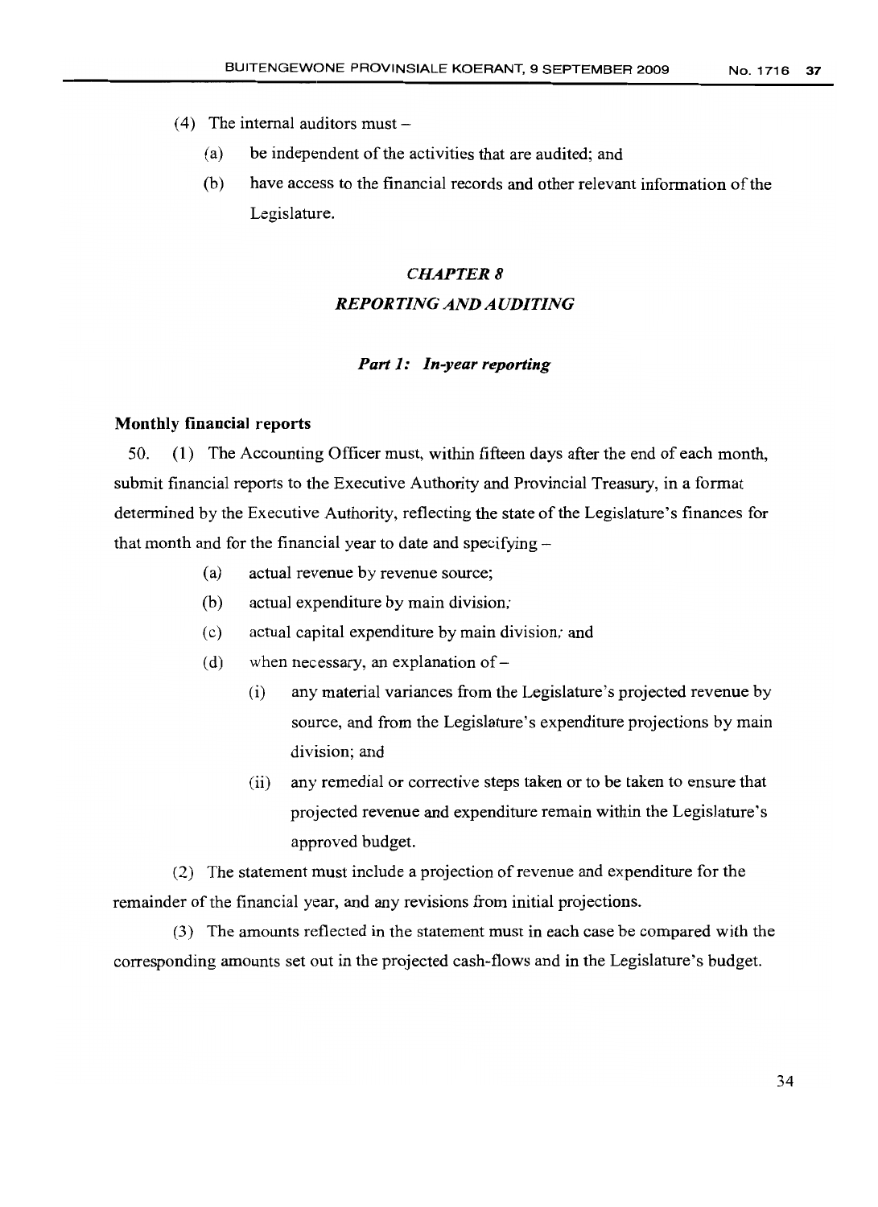(4) The internal auditors must –

(a) be independent of the activities that are audited; and

(b) have access to the financial records and other relevant information of the Legislature.

## *CHAPTER 8*

## *REPORTING AND AUDITING*

### ***Part 1: In-year reporting***

**Monthly financial reports**

50. (1) The Accounting Officer must, within fifteen days after the end of each month, submit financial reports to the Executive Authority and Provincial Treasury, in a format determined by the Executive Authority, reflecting the state of the Legislature's finances for that month and for the financial year to date and specifying –

(a) actual revenue by revenue source;

(b) actual expenditure by main division;

(c) actual capital expenditure by main division; and

(d) when necessary, an explanation of –

(i) any material variances from the Legislature's projected revenue by source, and from the Legislature's expenditure projections by main division; and

(ii) any remedial or corrective steps taken or to be taken to ensure that projected revenue and expenditure remain within the Legislature's approved budget.

(2) The statement must include a projection of revenue and expenditure for the remainder of the financial year, and any revisions from initial projections.

(3) The amounts reflected in the statement must in each case be compared with the corresponding amounts set out in the projected cash-flows and in the Legislature's budget.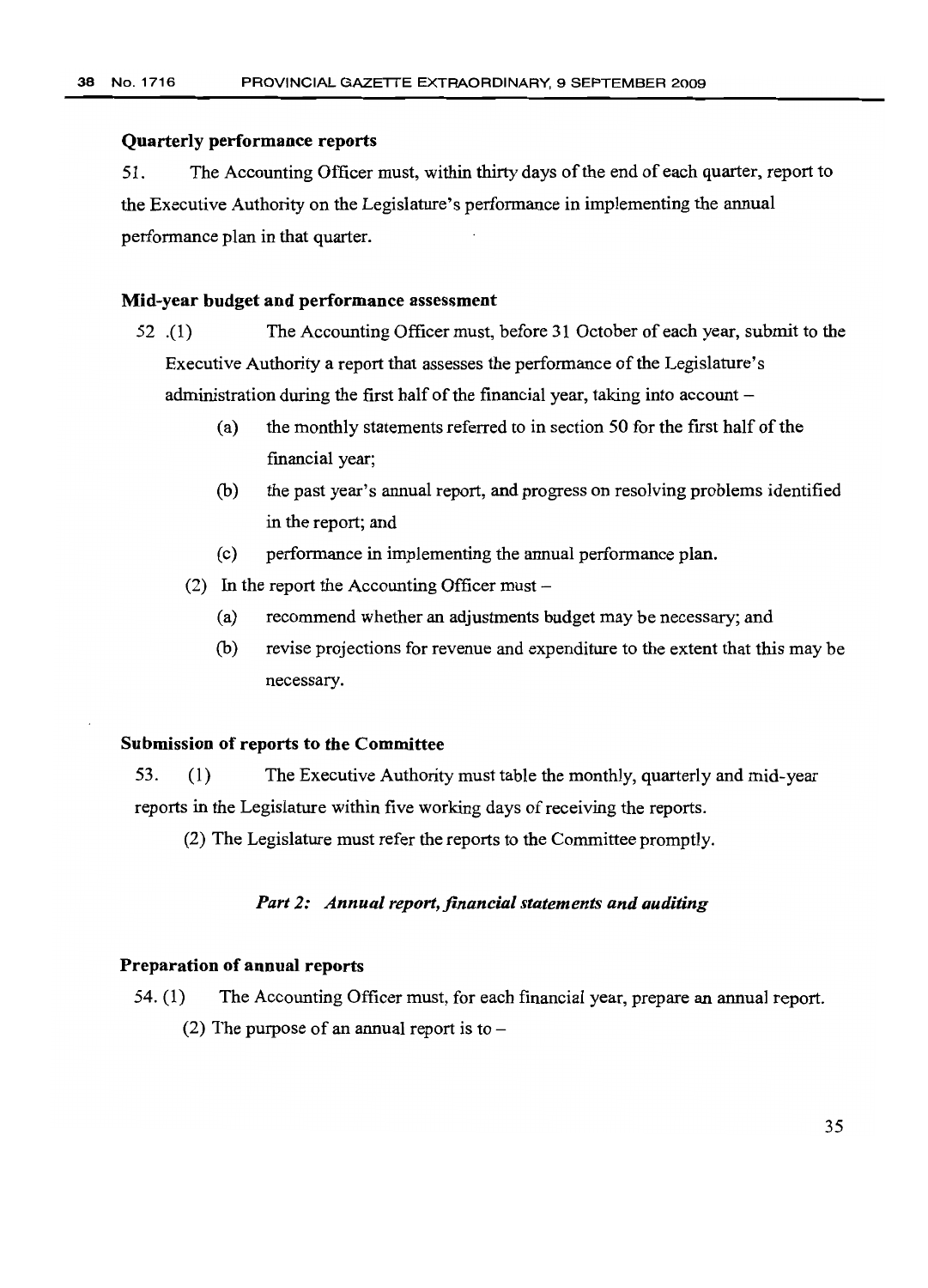### Quarterly performance reports

51. The Accounting Officer must, within thirty days of the end of each quarter, report to the Executive Authority on the Legislature's performance in implementing the annual performance plan in that quarter.

### Mid-year budget and performance assessment

52 .(1) The Accounting Officer must, before 31 October of each year, submit to the Executive Authority a report that assesses the performance of the Legislature's administration during the first half of the financial year, taking into account –

- (a) the monthly statements referred to in section 50 for the first half of the financial year;
- (b) the past year's annual report, and progress on resolving problems identified in the report; and
- (c) performance in implementing the annual performance plan.

(2) In the report the Accounting Officer must –

- (a) recommend whether an adjustments budget may be necessary; and
- (b) revise projections for revenue and expenditure to the extent that this may be necessary.

### Submission of reports to the Committee

53. (1) The Executive Authority must table the monthly, quarterly and mid-year reports in the Legislature within five working days of receiving the reports.

(2) The Legislature must refer the reports to the Committee promptly.

***Part 2: Annual report, financial statements and auditing***

### Preparation of annual reports

54. (1) The Accounting Officer must, for each financial year, prepare an annual report.

(2) The purpose of an annual report is to –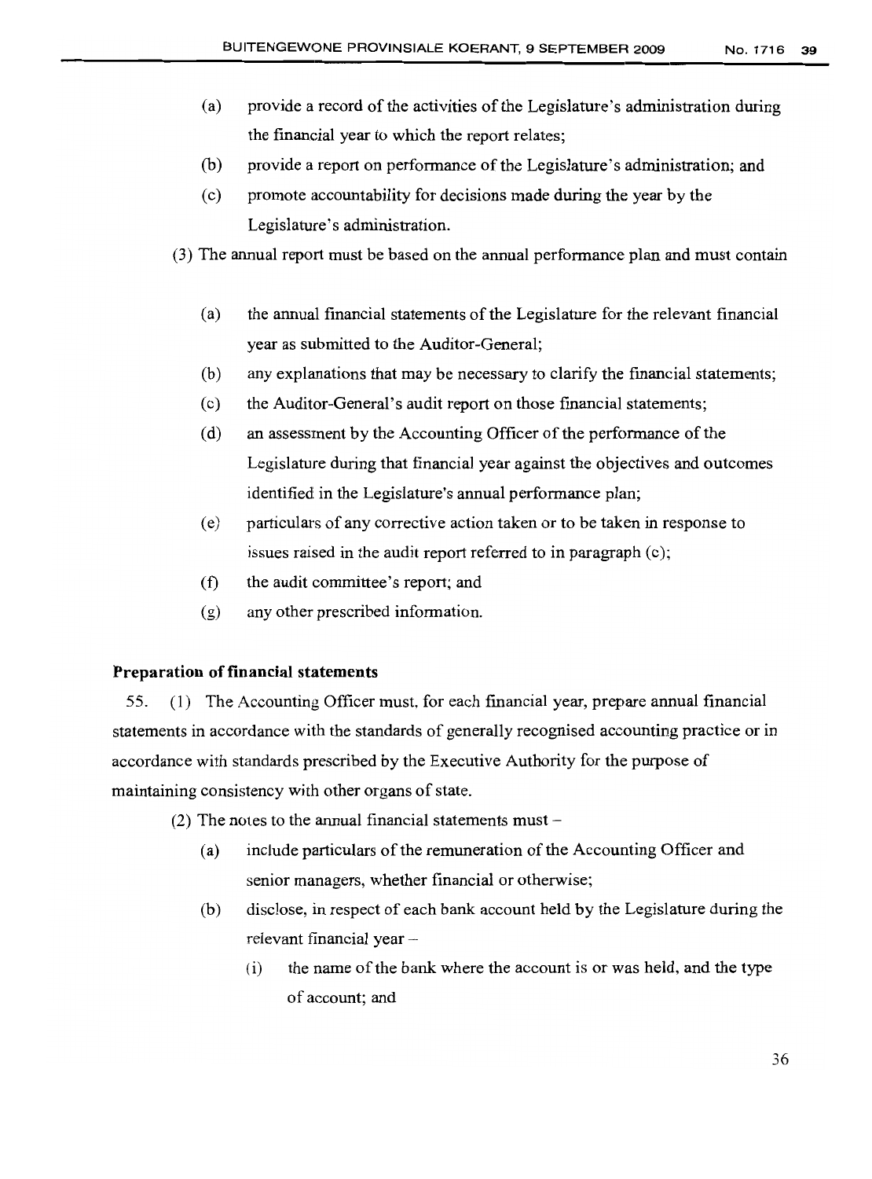(a) provide a record of the activities of the Legislature's administration during the financial year to which the report relates;

(b) provide a report on performance of the Legislature's administration; and

(c) promote accountability for decisions made during the year by the Legislature's administration.

(3) The annual report must be based on the annual performance plan and must contain

(a) the annual financial statements of the Legislature for the relevant financial year as submitted to the Auditor-General;

(b) any explanations that may be necessary to clarify the financial statements;

(c) the Auditor-General's audit report on those financial statements;

(d) an assessment by the Accounting Officer of the performance of the Legislature during that financial year against the objectives and outcomes identified in the Legislature's annual performance plan;

(e) particulars of any corrective action taken or to be taken in response to issues raised in the audit report referred to in paragraph (c);

(f) the audit committee's report; and

(g) any other prescribed information.

**Preparation of financial statements**

55. (1) The Accounting Officer must, for each financial year, prepare annual financial statements in accordance with the standards of generally recognised accounting practice or in accordance with standards prescribed by the Executive Authority for the purpose of maintaining consistency with other organs of state.

(2) The notes to the annual financial statements must –

(a) include particulars of the remuneration of the Accounting Officer and senior managers, whether financial or otherwise;

(b) disclose, in respect of each bank account held by the Legislature during the relevant financial year –

(i) the name of the bank where the account is or was held, and the type of account; and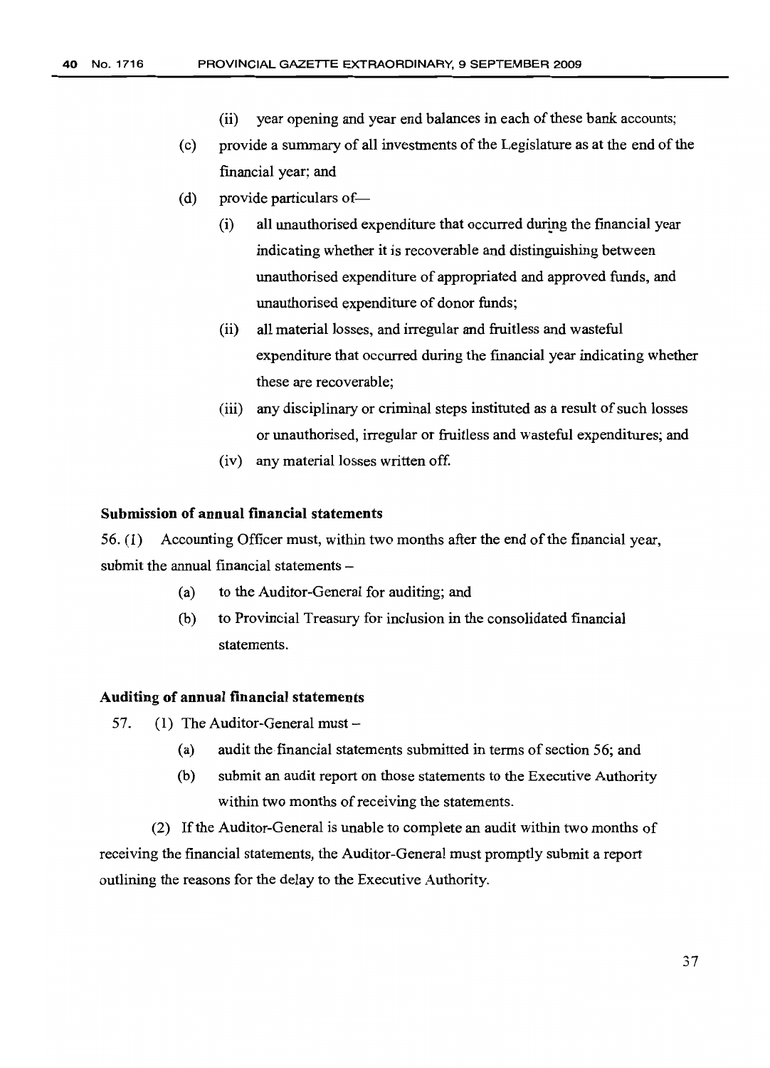(ii) year opening and year end balances in each of these bank accounts;

(c) provide a summary of all investments of the Legislature as at the end of the financial year; and

(d) provide particulars of—

(i) all unauthorised expenditure that occurred during the financial year indicating whether it is recoverable and distinguishing between unauthorised expenditure of appropriated and approved funds, and unauthorised expenditure of donor funds;

(ii) all material losses, and irregular and fruitless and wasteful expenditure that occurred during the financial year indicating whether these are recoverable;

(iii) any disciplinary or criminal steps instituted as a result of such losses or unauthorised, irregular or fruitless and wasteful expenditures; and

(iv) any material losses written off.

**Submission of annual financial statements**

56. (1) Accounting Officer must, within two months after the end of the financial year, submit the annual financial statements –

(a) to the Auditor-General for auditing; and

(b) to Provincial Treasury for inclusion in the consolidated financial statements.

**Auditing of annual financial statements**

57. (1) The Auditor-General must –

(a) audit the financial statements submitted in terms of section 56; and

(b) submit an audit report on those statements to the Executive Authority within two months of receiving the statements.

(2) If the Auditor-General is unable to complete an audit within two months of receiving the financial statements, the Auditor-General must promptly submit a report outlining the reasons for the delay to the Executive Authority.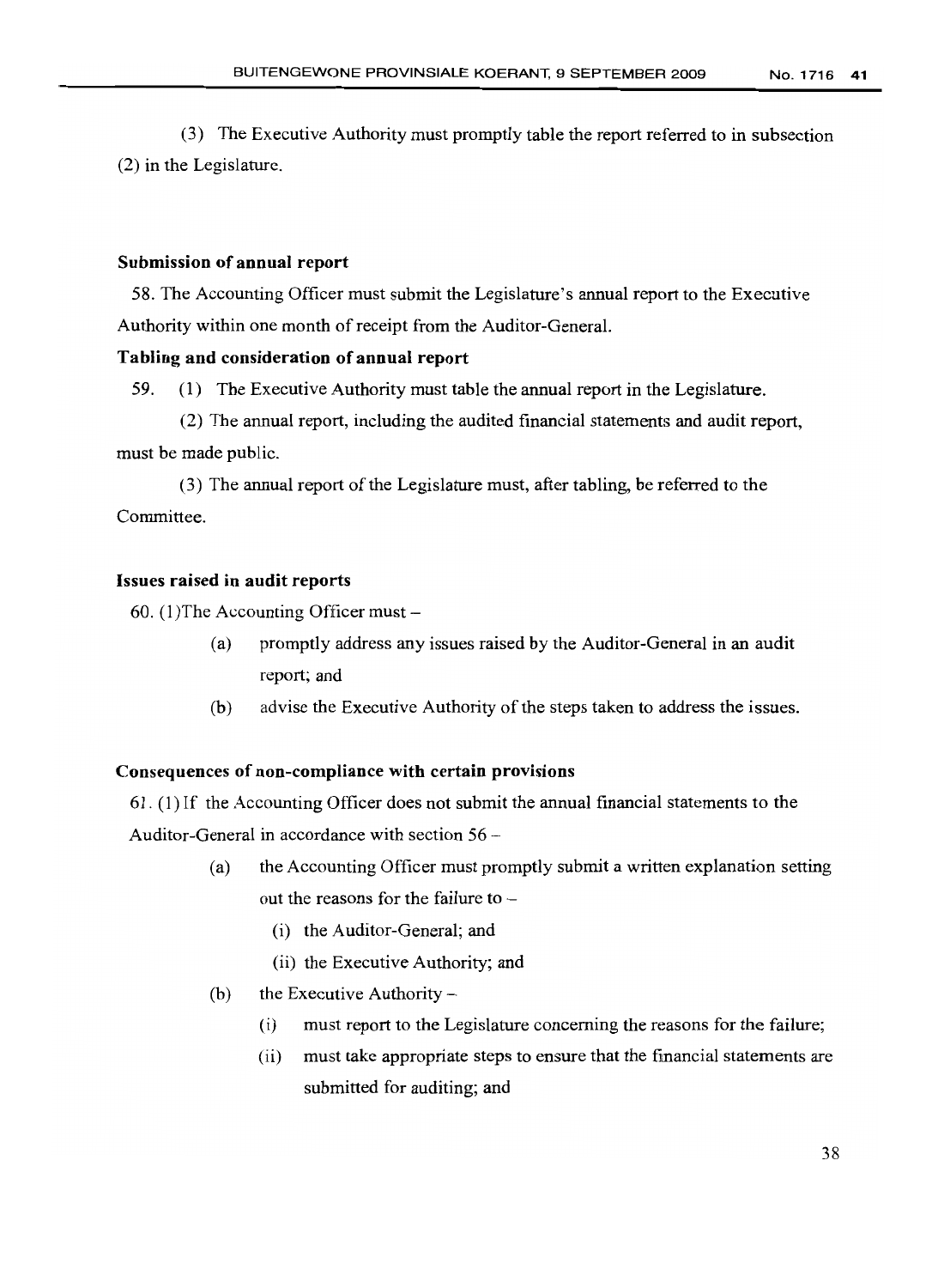(3) The Executive Authority must promptly table the report referred to in subsection (2) in the Legislature.

**Submission of annual report**

58. The Accounting Officer must submit the Legislature's annual report to the Executive Authority within one month of receipt from the Auditor-General.

**Tabling and consideration of annual report**

59. (1) The Executive Authority must table the annual report in the Legislature.

(2) The annual report, including the audited financial statements and audit report, must be made public.

(3) The annual report of the Legislature must, after tabling, be referred to the Committee.

**Issues raised in audit reports**

60. (1)The Accounting Officer must –

- (a) promptly address any issues raised by the Auditor-General in an audit report; and
- (b) advise the Executive Authority of the steps taken to address the issues.

**Consequences of non-compliance with certain provisions**

61. (1) If the Accounting Officer does not submit the annual financial statements to the Auditor-General in accordance with section 56 –

- (a) the Accounting Officer must promptly submit a written explanation setting out the reasons for the failure to –
  - (i) the Auditor-General; and
  - (ii) the Executive Authority; and
- (b) the Executive Authority –
  - (i) must report to the Legislature concerning the reasons for the failure;
  - (ii) must take appropriate steps to ensure that the financial statements are submitted for auditing; and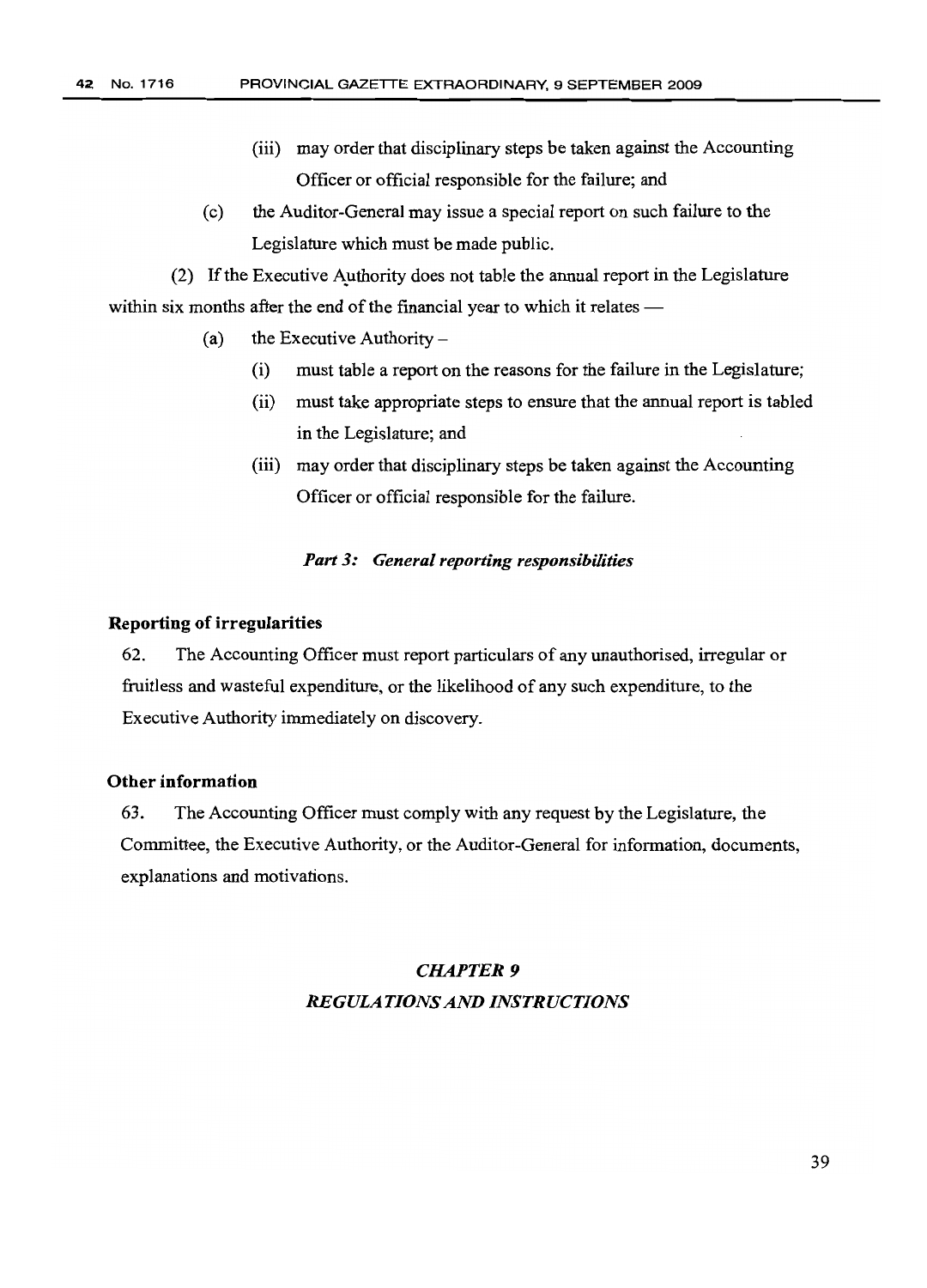(iii) may order that disciplinary steps be taken against the Accounting Officer or official responsible for the failure; and

(c) the Auditor-General may issue a special report on such failure to the Legislature which must be made public.

(2) If the Executive Authority does not table the annual report in the Legislature within six months after the end of the financial year to which it relates —

(a) the Executive Authority –

(i) must table a report on the reasons for the failure in the Legislature;

(ii) must take appropriate steps to ensure that the annual report is tabled in the Legislature; and

(iii) may order that disciplinary steps be taken against the Accounting Officer or official responsible for the failure.

### *Part 3: General reporting responsibilities*

**Reporting of irregularities**

62. The Accounting Officer must report particulars of any unauthorised, irregular or fruitless and wasteful expenditure, or the likelihood of any such expenditure, to the Executive Authority immediately on discovery.

**Other information**

63. The Accounting Officer must comply with any request by the Legislature, the Committee, the Executive Authority, or the Auditor-General for information, documents, explanations and motivations.

## *CHAPTER 9*
## *REGULATIONS AND INSTRUCTIONS*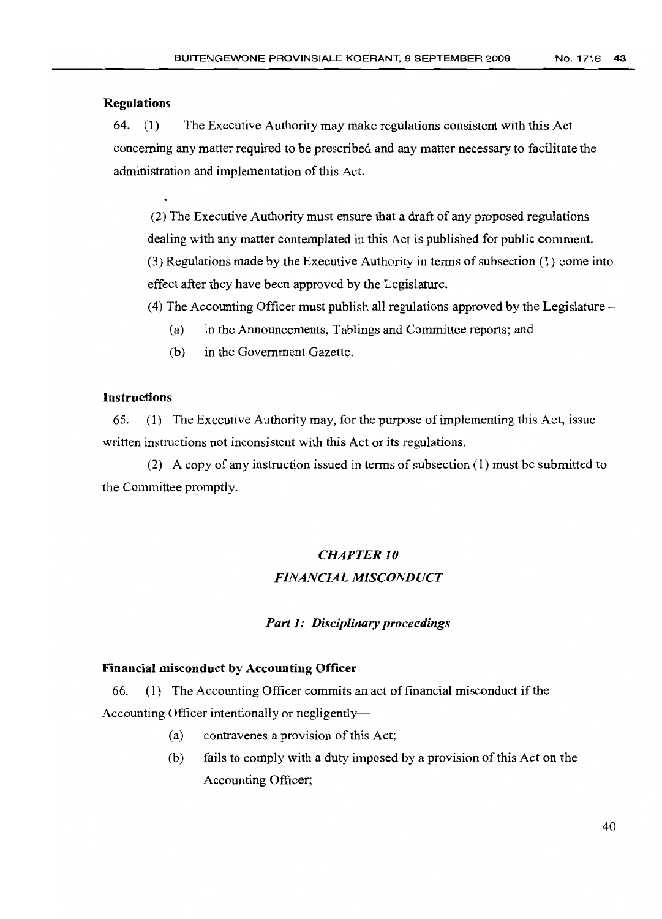**Regulations**

64. (1) The Executive Authority may make regulations consistent with this Act concerning any matter required to be prescribed and any matter necessary to facilitate the administration and implementation of this Act.

(2) The Executive Authority must ensure that a draft of any proposed regulations dealing with any matter contemplated in this Act is published for public comment.

(3) Regulations made by the Executive Authority in terms of subsection (1) come into effect after they have been approved by the Legislature.

(4) The Accounting Officer must publish all regulations approved by the Legislature –

(a) in the Announcements, Tablings and Committee reports; and

(b) in the Government Gazette.

**Instructions**

65. (1) The Executive Authority may, for the purpose of implementing this Act, issue written instructions not inconsistent with this Act or its regulations.

(2) A copy of any instruction issued in terms of subsection (1) must be submitted to the Committee promptly.

## *CHAPTER 10*

## *FINANCIAL MISCONDUCT*

### ***Part 1: Disciplinary proceedings***

**Financial misconduct by Accounting Officer**

66. (1) The Accounting Officer commits an act of financial misconduct if the Accounting Officer intentionally or negligently—

(a) contravenes a provision of this Act;

(b) fails to comply with a duty imposed by a provision of this Act on the Accounting Officer;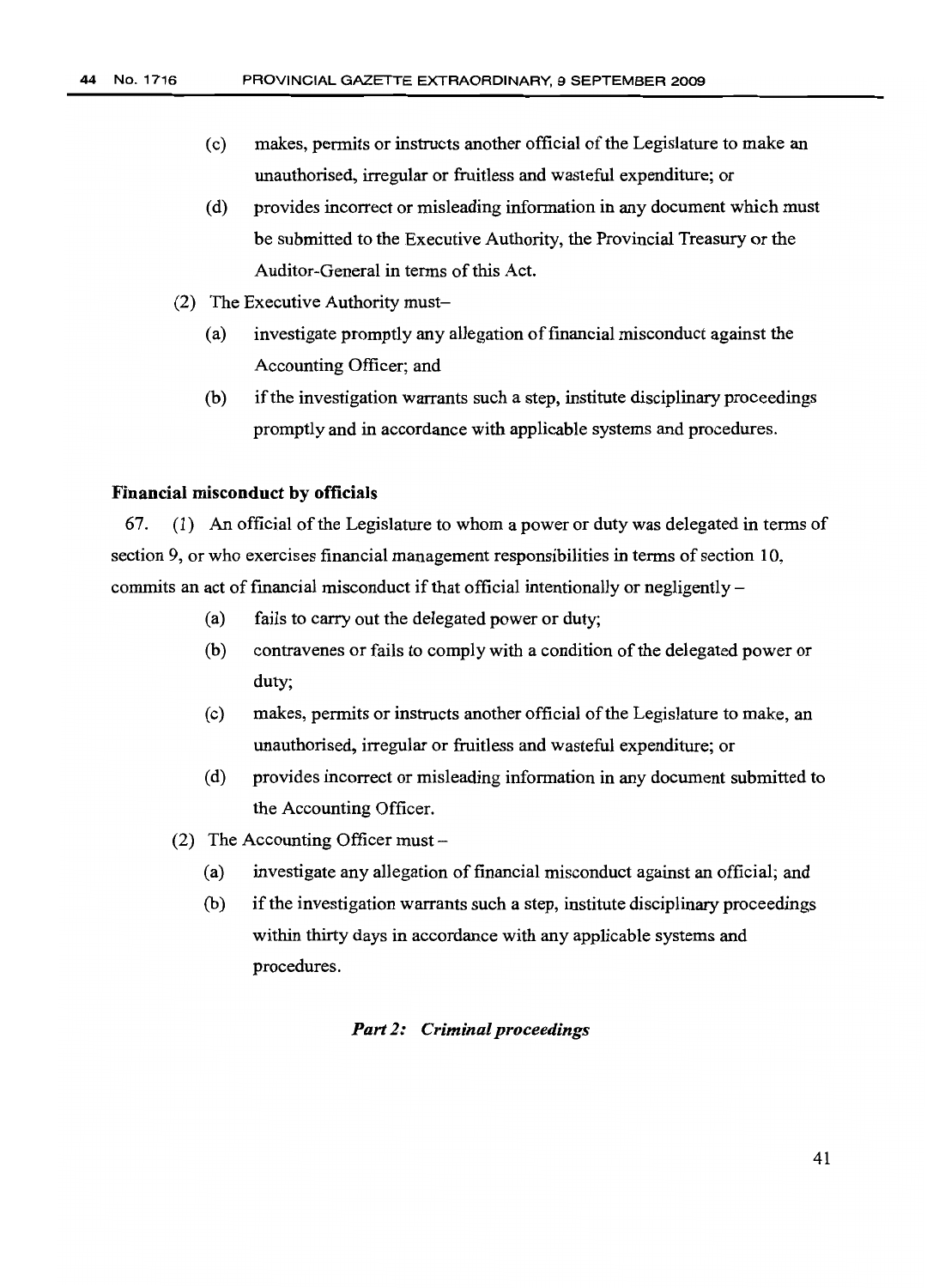(c) makes, permits or instructs another official of the Legislature to make an unauthorised, irregular or fruitless and wasteful expenditure; or

(d) provides incorrect or misleading information in any document which must be submitted to the Executive Authority, the Provincial Treasury or the Auditor-General in terms of this Act.

(2) The Executive Authority must–

(a) investigate promptly any allegation of financial misconduct against the Accounting Officer; and

(b) if the investigation warrants such a step, institute disciplinary proceedings promptly and in accordance with applicable systems and procedures.

**Financial misconduct by officials**

67. (1) An official of the Legislature to whom a power or duty was delegated in terms of section 9, or who exercises financial management responsibilities in terms of section 10, commits an act of financial misconduct if that official intentionally or negligently –

(a) fails to carry out the delegated power or duty;

(b) contravenes or fails to comply with a condition of the delegated power or duty;

(c) makes, permits or instructs another official of the Legislature to make, an unauthorised, irregular or fruitless and wasteful expenditure; or

(d) provides incorrect or misleading information in any document submitted to the Accounting Officer.

(2) The Accounting Officer must –

(a) investigate any allegation of financial misconduct against an official; and

(b) if the investigation warrants such a step, institute disciplinary proceedings within thirty days in accordance with any applicable systems and procedures.

***Part 2: Criminal proceedings***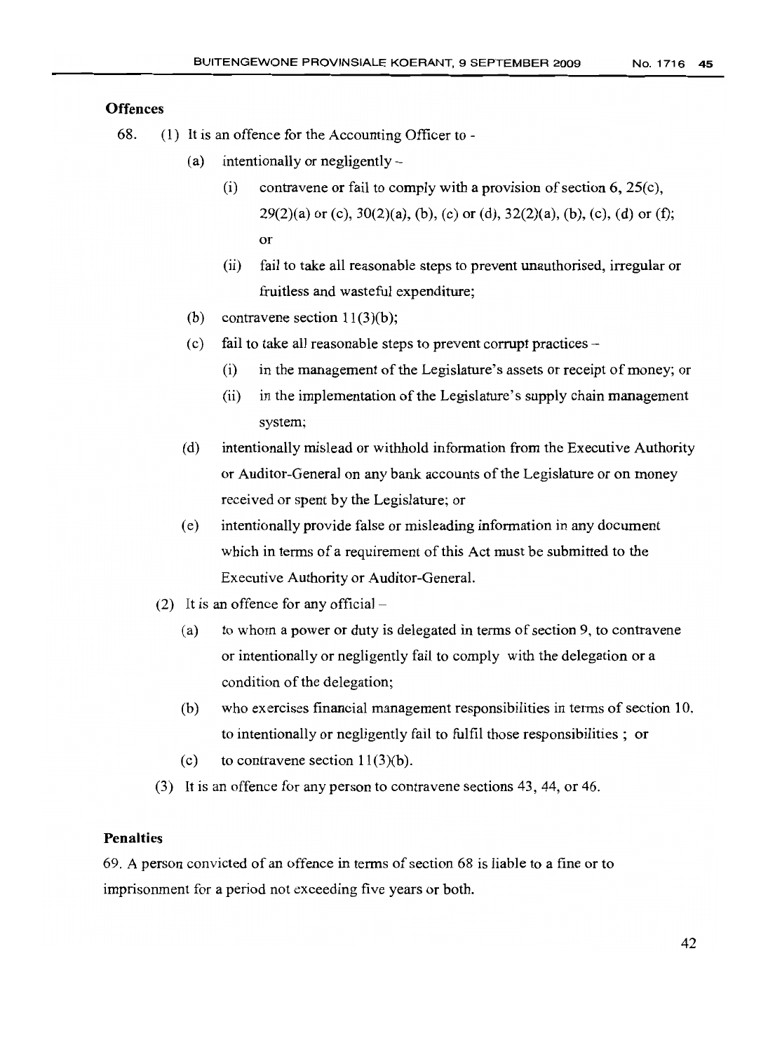**Offences**

68. (1) It is an offence for the Accounting Officer to -

   (a) intentionally or negligently -

      (i) contravene or fail to comply with a provision of section 6, 25(c), 29(2)(a) or (c), 30(2)(a), (b), (c) or (d), 32(2)(a), (b), (c), (d) or (f); or

      (ii) fail to take all reasonable steps to prevent unauthorised, irregular or fruitless and wasteful expenditure;

   (b) contravene section 11(3)(b);

   (c) fail to take all reasonable steps to prevent corrupt practices -

      (i) in the management of the Legislature's assets or receipt of money; or

      (ii) in the implementation of the Legislature's supply chain management system;

   (d) intentionally mislead or withhold information from the Executive Authority or Auditor-General on any bank accounts of the Legislature or on money received or spent by the Legislature; or

   (e) intentionally provide false or misleading information in any document which in terms of a requirement of this Act must be submitted to the Executive Authority or Auditor-General.

(2) It is an offence for any official -

   (a) to whom a power or duty is delegated in terms of section 9, to contravene or intentionally or negligently fail to comply with the delegation or a condition of the delegation;

   (b) who exercises financial management responsibilities in terms of section 10, to intentionally or negligently fail to fulfil those responsibilities ; or

   (c) to contravene section 11(3)(b).

(3) It is an offence for any person to contravene sections 43, 44, or 46.

**Penalties**

69. A person convicted of an offence in terms of section 68 is liable to a fine or to imprisonment for a period not exceeding five years or both.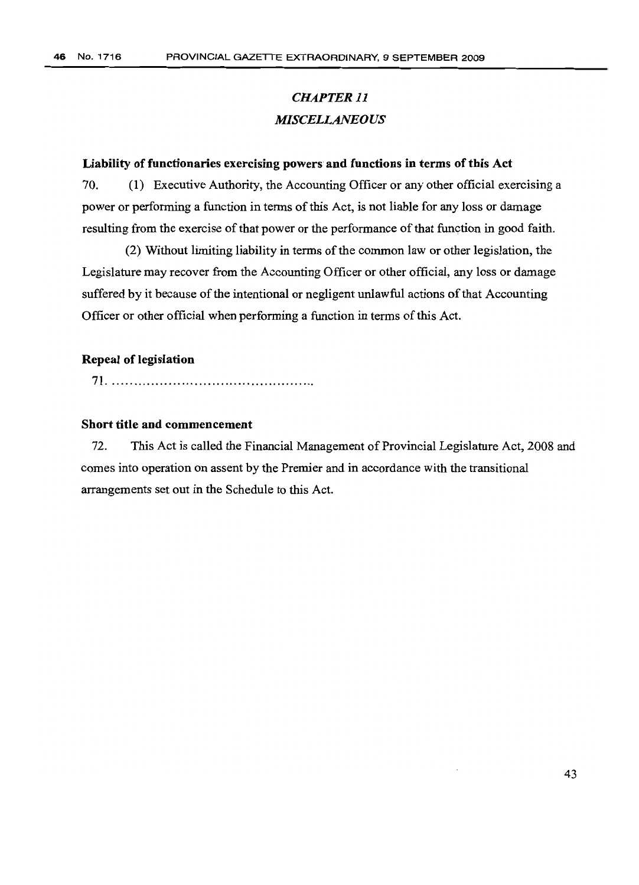## *CHAPTER 11*
## *MISCELLANEOUS*

**Liability of functionaries exercising powers and functions in terms of this Act**

70. (1) Executive Authority, the Accounting Officer or any other official exercising a power or performing a function in terms of this Act, is not liable for any loss or damage resulting from the exercise of that power or the performance of that function in good faith.

(2) Without limiting liability in terms of the common law or other legislation, the Legislature may recover from the Accounting Officer or other official, any loss or damage suffered by it because of the intentional or negligent unlawful actions of that Accounting Officer or other official when performing a function in terms of this Act.

**Repeal of legislation**

71. ...............................................

**Short title and commencement**

72. This Act is called the Financial Management of Provincial Legislature Act, 2008 and comes into operation on assent by the Premier and in accordance with the transitional arrangements set out in the Schedule to this Act.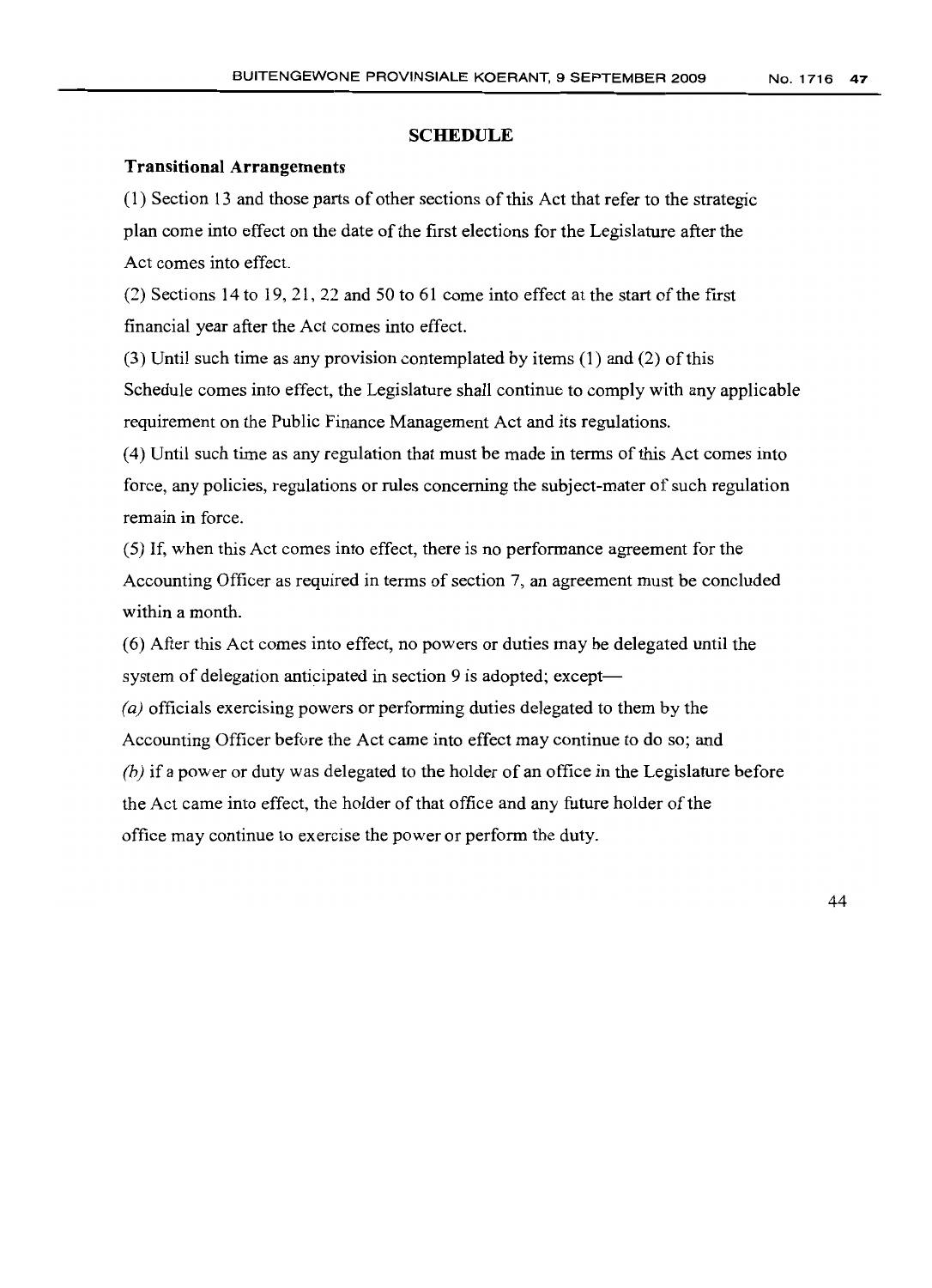## SCHEDULE

### Transitional Arrangements

(1) Section 13 and those parts of other sections of this Act that refer to the strategic plan come into effect on the date of the first elections for the Legislature after the Act comes into effect.

(2) Sections 14 to 19, 21, 22 and 50 to 61 come into effect at the start of the first financial year after the Act comes into effect.

(3) Until such time as any provision contemplated by items (1) and (2) of this Schedule comes into effect, the Legislature shall continue to comply with any applicable requirement on the Public Finance Management Act and its regulations.

(4) Until such time as any regulation that must be made in terms of this Act comes into force, any policies, regulations or rules concerning the subject-mater of such regulation remain in force.

(5) If, when this Act comes into effect, there is no performance agreement for the Accounting Officer as required in terms of section 7, an agreement must be concluded within a month.

(6) After this Act comes into effect, no powers or duties may be delegated until the system of delegation anticipated in section 9 is adopted; except—

*(a)* officials exercising powers or performing duties delegated to them by the Accounting Officer before the Act came into effect may continue to do so; and

*(b)* if a power or duty was delegated to the holder of an office in the Legislature before the Act came into effect, the holder of that office and any future holder of the office may continue to exercise the power or perform the duty.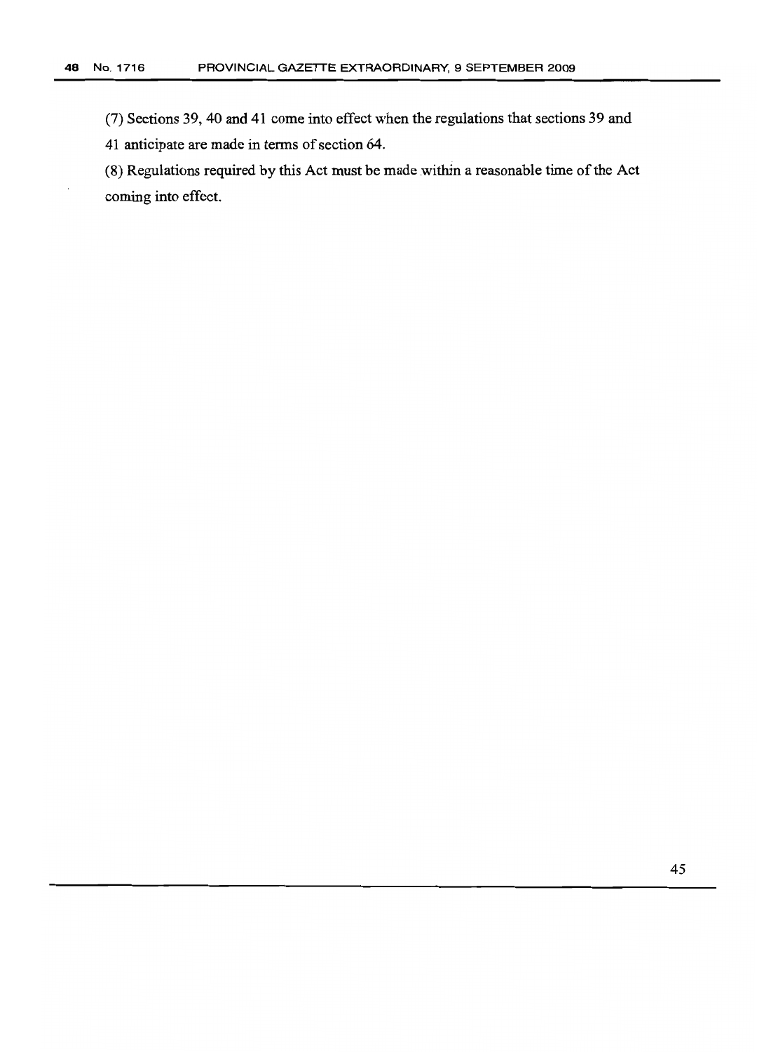(7) Sections 39, 40 and 41 come into effect when the regulations that sections 39 and 41 anticipate are made in terms of section 64.

(8) Regulations required by this Act must be made within a reasonable time of the Act coming into effect.